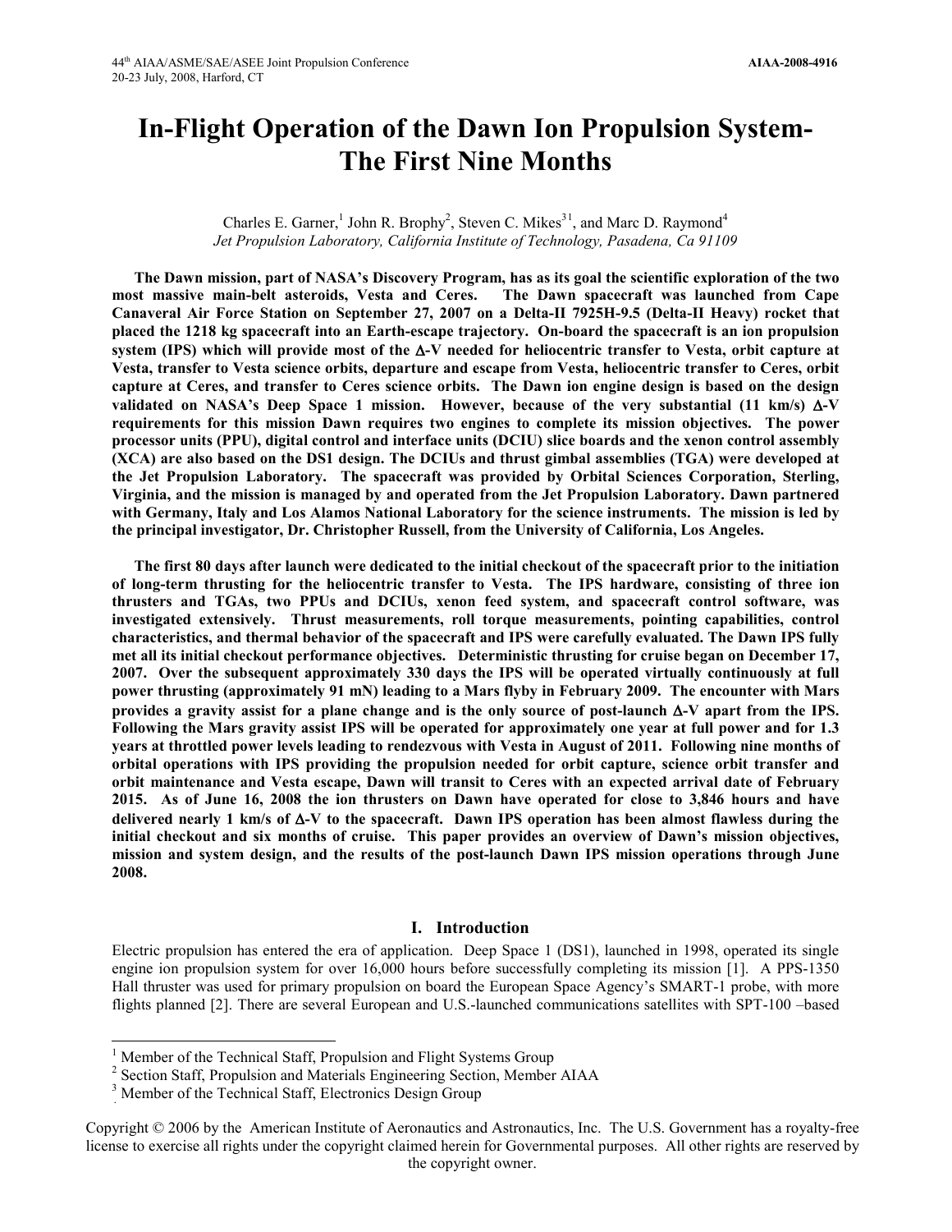# In-Flight Operation of the Dawn Ion Propulsion System-The First Nine Months

Charles E. Garner,[1] John R. Brophy[2], Steven C. Mikes[3 1], and Marc D. Raymond[4]

*Jet Propulsion Laboratory, California Institute of Technology, Pasadena, Ca 91109*

**The Dawn mission, part of NASA's Discovery Program, has as its goal the scientific exploration of the two most massive main-belt asteroids, Vesta and Ceres. The Dawn spacecraft was launched from Cape Canaveral Air Force Station on September 27, 2007 on a Delta-II 7925H-9.5 (Delta-II Heavy) rocket that placed the 1218 kg spacecraft into an Earth-escape trajectory. On-board the spacecraft is an ion propulsion system (IPS) which will provide most of the Δ-V needed for heliocentric transfer to Vesta, orbit capture at Vesta, transfer to Vesta science orbits, departure and escape from Vesta, heliocentric transfer to Ceres, orbit capture at Ceres, and transfer to Ceres science orbits. The Dawn ion engine design is based on the design validated on NASA's Deep Space 1 mission. However, because of the very substantial (11 km/s) Δ-V requirements for this mission Dawn requires two engines to complete its mission objectives. The power processor units (PPU), digital control and interface units (DCIU) slice boards and the xenon control assembly (XCA) are also based on the DS1 design. The DCIUs and thrust gimbal assemblies (TGA) were developed at the Jet Propulsion Laboratory. The spacecraft was provided by Orbital Sciences Corporation, Sterling, Virginia, and the mission is managed by and operated from the Jet Propulsion Laboratory. Dawn partnered with Germany, Italy and Los Alamos National Laboratory for the science instruments. The mission is led by the principal investigator, Dr. Christopher Russell, from the University of California, Los Angeles.**

**The first 80 days after launch were dedicated to the initial checkout of the spacecraft prior to the initiation of long-term thrusting for the heliocentric transfer to Vesta. The IPS hardware, consisting of three ion thrusters and TGAs, two PPUs and DCIUs, xenon feed system, and spacecraft control software, was investigated extensively. Thrust measurements, roll torque measurements, pointing capabilities, control characteristics, and thermal behavior of the spacecraft and IPS were carefully evaluated. The Dawn IPS fully met all its initial checkout performance objectives. Deterministic thrusting for cruise began on December 17, 2007. Over the subsequent approximately 330 days the IPS will be operated virtually continuously at full power thrusting (approximately 91 mN) leading to a Mars flyby in February 2009. The encounter with Mars provides a gravity assist for a plane change and is the only source of post-launch Δ-V apart from the IPS. Following the Mars gravity assist IPS will be operated for approximately one year at full power and for 1.3 years at throttled power levels leading to rendezvous with Vesta in August of 2011. Following nine months of orbital operations with IPS providing the propulsion needed for orbit capture, science orbit transfer and orbit maintenance and Vesta escape, Dawn will transit to Ceres with an expected arrival date of February 2015. As of June 16, 2008 the ion thrusters on Dawn have operated for close to 3,846 hours and have delivered nearly 1 km/s of Δ-V to the spacecraft. Dawn IPS operation has been almost flawless during the initial checkout and six months of cruise. This paper provides an overview of Dawn's mission objectives, mission and system design, and the results of the post-launch Dawn IPS mission operations through June 2008.**

## I. Introduction

Electric propulsion has entered the era of application. Deep Space 1 (DS1), launched in 1998, operated its single engine ion propulsion system for over 16,000 hours before successfully completing its mission [1]. A PPS-1350 Hall thruster was used for primary propulsion on board the European Space Agency's SMART-1 probe, with more flights planned [2]. There are several European and U.S.-launched communications satellites with SPT-100 –based

---

[1] Member of the Technical Staff, Propulsion and Flight Systems Group

[2] Section Staff, Propulsion and Materials Engineering Section, Member AIAA

[3] Member of the Technical Staff, Electronics Design Group

Copyright © 2006 by the American Institute of Aeronautics and Astronautics, Inc. The U.S. Government has a royalty-free license to exercise all rights under the copyright claimed herein for Governmental purposes. All other rights are reserved by the copyright owner.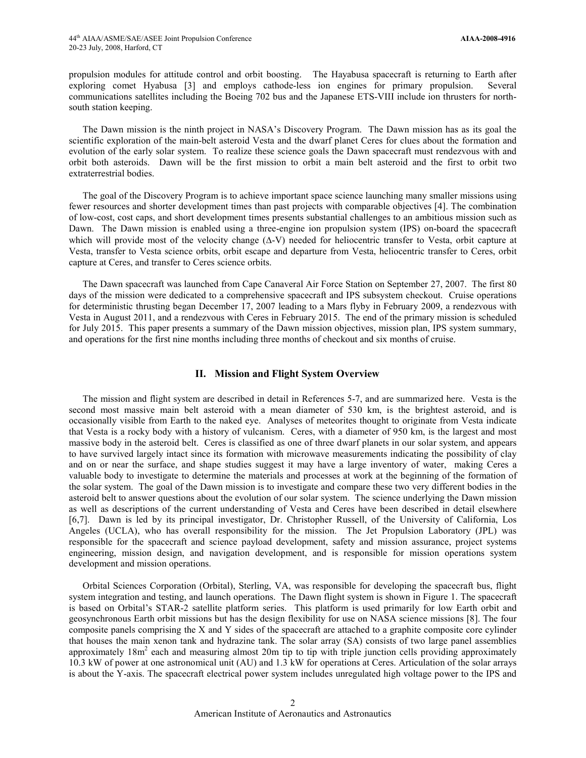propulsion modules for attitude control and orbit boosting. The Hayabusa spacecraft is returning to Earth after exploring comet Hyabusa [3] and employs cathode-less ion engines for primary propulsion. Several communications satellites including the Boeing 702 bus and the Japanese ETS-VIII include ion thrusters for north-south station keeping.

The Dawn mission is the ninth project in NASA's Discovery Program. The Dawn mission has as its goal the scientific exploration of the main-belt asteroid Vesta and the dwarf planet Ceres for clues about the formation and evolution of the early solar system. To realize these science goals the Dawn spacecraft must rendezvous with and orbit both asteroids. Dawn will be the first mission to orbit a main belt asteroid and the first to orbit two extraterrestrial bodies.

The goal of the Discovery Program is to achieve important space science launching many smaller missions using fewer resources and shorter development times than past projects with comparable objectives [4]. The combination of low-cost, cost caps, and short development times presents substantial challenges to an ambitious mission such as Dawn. The Dawn mission is enabled using a three-engine ion propulsion system (IPS) on-board the spacecraft which will provide most of the velocity change ($\Delta$-V) needed for heliocentric transfer to Vesta, orbit capture at Vesta, transfer to Vesta science orbits, orbit escape and departure from Vesta, heliocentric transfer to Ceres, orbit capture at Ceres, and transfer to Ceres science orbits.

The Dawn spacecraft was launched from Cape Canaveral Air Force Station on September 27, 2007. The first 80 days of the mission were dedicated to a comprehensive spacecraft and IPS subsystem checkout. Cruise operations for deterministic thrusting began December 17, 2007 leading to a Mars flyby in February 2009, a rendezvous with Vesta in August 2011, and a rendezvous with Ceres in February 2015. The end of the primary mission is scheduled for July 2015. This paper presents a summary of the Dawn mission objectives, mission plan, IPS system summary, and operations for the first nine months including three months of checkout and six months of cruise.

## II. Mission and Flight System Overview

The mission and flight system are described in detail in References 5-7, and are summarized here. Vesta is the second most massive main belt asteroid with a mean diameter of 530 km, is the brightest asteroid, and is occasionally visible from Earth to the naked eye. Analyses of meteorites thought to originate from Vesta indicate that Vesta is a rocky body with a history of vulcanism. Ceres, with a diameter of 950 km, is the largest and most massive body in the asteroid belt. Ceres is classified as one of three dwarf planets in our solar system, and appears to have survived largely intact since its formation with microwave measurements indicating the possibility of clay and on or near the surface, and shape studies suggest it may have a large inventory of water, making Ceres a valuable body to investigate to determine the materials and processes at work at the beginning of the formation of the solar system. The goal of the Dawn mission is to investigate and compare these two very different bodies in the asteroid belt to answer questions about the evolution of our solar system. The science underlying the Dawn mission as well as descriptions of the current understanding of Vesta and Ceres have been described in detail elsewhere [6,7]. Dawn is led by its principal investigator, Dr. Christopher Russell, of the University of California, Los Angeles (UCLA), who has overall responsibility for the mission. The Jet Propulsion Laboratory (JPL) was responsible for the spacecraft and science payload development, safety and mission assurance, project systems engineering, mission design, and navigation development, and is responsible for mission operations system development and mission operations.

Orbital Sciences Corporation (Orbital), Sterling, VA, was responsible for developing the spacecraft bus, flight system integration and testing, and launch operations. The Dawn flight system is shown in Figure 1. The spacecraft is based on Orbital's STAR-2 satellite platform series. This platform is used primarily for low Earth orbit and geosynchronous Earth orbit missions but has the design flexibility for use on NASA science missions [8]. The four composite panels comprising the X and Y sides of the spacecraft are attached to a graphite composite core cylinder that houses the main xenon tank and hydrazine tank. The solar array (SA) consists of two large panel assemblies approximately 18m$^2$ each and measuring almost 20m tip to tip with triple junction cells providing approximately 10.3 kW of power at one astronomical unit (AU) and 1.3 kW for operations at Ceres. Articulation of the solar arrays is about the Y-axis. The spacecraft electrical power system includes unregulated high voltage power to the IPS and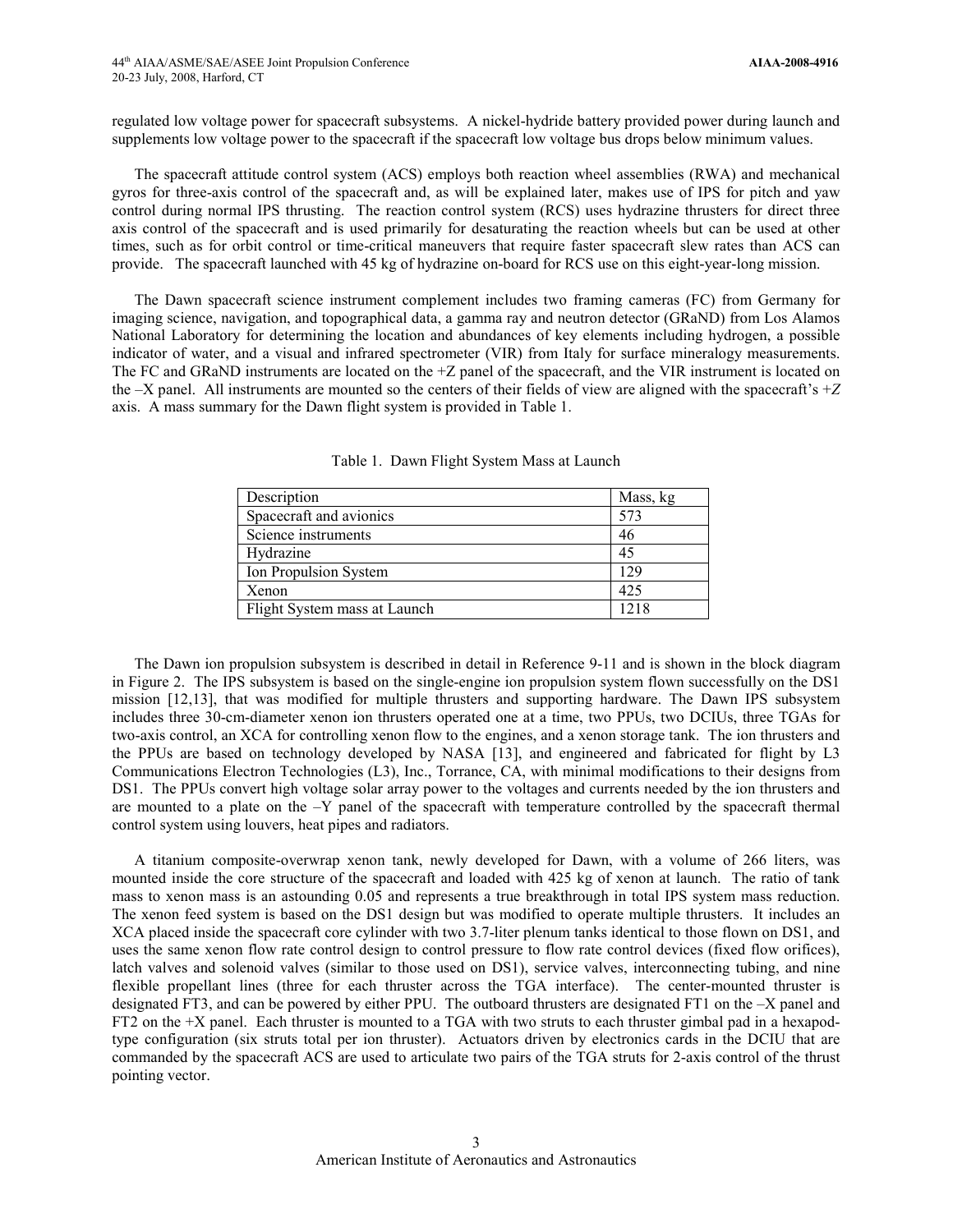regulated low voltage power for spacecraft subsystems. A nickel-hydride battery provided power during launch and supplements low voltage power to the spacecraft if the spacecraft low voltage bus drops below minimum values.

The spacecraft attitude control system (ACS) employs both reaction wheel assemblies (RWA) and mechanical gyros for three-axis control of the spacecraft and, as will be explained later, makes use of IPS for pitch and yaw control during normal IPS thrusting. The reaction control system (RCS) uses hydrazine thrusters for direct three axis control of the spacecraft and is used primarily for desaturating the reaction wheels but can be used at other times, such as for orbit control or time-critical maneuvers that require faster spacecraft slew rates than ACS can provide. The spacecraft launched with 45 kg of hydrazine on-board for RCS use on this eight-year-long mission.

The Dawn spacecraft science instrument complement includes two framing cameras (FC) from Germany for imaging science, navigation, and topographical data, a gamma ray and neutron detector (GRaND) from Los Alamos National Laboratory for determining the location and abundances of key elements including hydrogen, a possible indicator of water, and a visual and infrared spectrometer (VIR) from Italy for surface mineralogy measurements. The FC and GRaND instruments are located on the +Z panel of the spacecraft, and the VIR instrument is located on the –X panel. All instruments are mounted so the centers of their fields of view are aligned with the spacecraft's +*Z* axis. A mass summary for the Dawn flight system is provided in Table 1.

Table 1. Dawn Flight System Mass at Launch

| Description | Mass, kg |
|---|---|
| Spacecraft and avionics | 573 |
| Science instruments | 46 |
| Hydrazine | 45 |
| Ion Propulsion System | 129 |
| Xenon | 425 |
| Flight System mass at Launch | 1218 |

The Dawn ion propulsion subsystem is described in detail in Reference 9-11 and is shown in the block diagram in Figure 2. The IPS subsystem is based on the single-engine ion propulsion system flown successfully on the DS1 mission [12,13], that was modified for multiple thrusters and supporting hardware. The Dawn IPS subsystem includes three 30-cm-diameter xenon ion thrusters operated one at a time, two PPUs, two DCIUs, three TGAs for two-axis control, an XCA for controlling xenon flow to the engines, and a xenon storage tank. The ion thrusters and the PPUs are based on technology developed by NASA [13], and engineered and fabricated for flight by L3 Communications Electron Technologies (L3), Inc., Torrance, CA, with minimal modifications to their designs from DS1. The PPUs convert high voltage solar array power to the voltages and currents needed by the ion thrusters and are mounted to a plate on the –Y panel of the spacecraft with temperature controlled by the spacecraft thermal control system using louvers, heat pipes and radiators.

A titanium composite-overwrap xenon tank, newly developed for Dawn, with a volume of 266 liters, was mounted inside the core structure of the spacecraft and loaded with 425 kg of xenon at launch. The ratio of tank mass to xenon mass is an astounding 0.05 and represents a true breakthrough in total IPS system mass reduction. The xenon feed system is based on the DS1 design but was modified to operate multiple thrusters. It includes an XCA placed inside the spacecraft core cylinder with two 3.7-liter plenum tanks identical to those flown on DS1, and uses the same xenon flow rate control design to control pressure to flow rate control devices (fixed flow orifices), latch valves and solenoid valves (similar to those used on DS1), service valves, interconnecting tubing, and nine flexible propellant lines (three for each thruster across the TGA interface). The center-mounted thruster is designated FT3, and can be powered by either PPU. The outboard thrusters are designated FT1 on the –X panel and FT2 on the +X panel. Each thruster is mounted to a TGA with two struts to each thruster gimbal pad in a hexapod-type configuration (six struts total per ion thruster). Actuators driven by electronics cards in the DCIU that are commanded by the spacecraft ACS are used to articulate two pairs of the TGA struts for 2-axis control of the thrust pointing vector.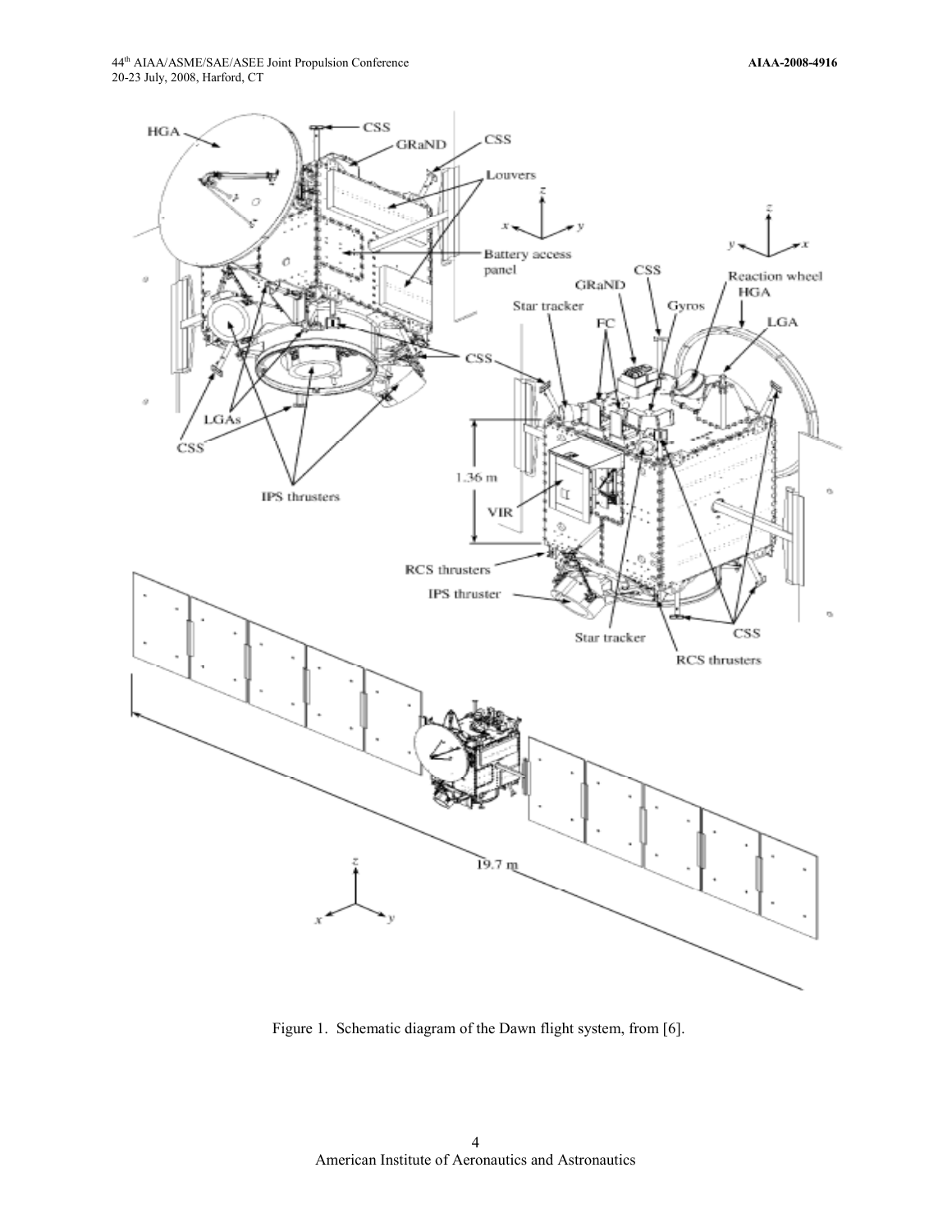Figure 1. Schematic diagram of the Dawn flight system, from [6].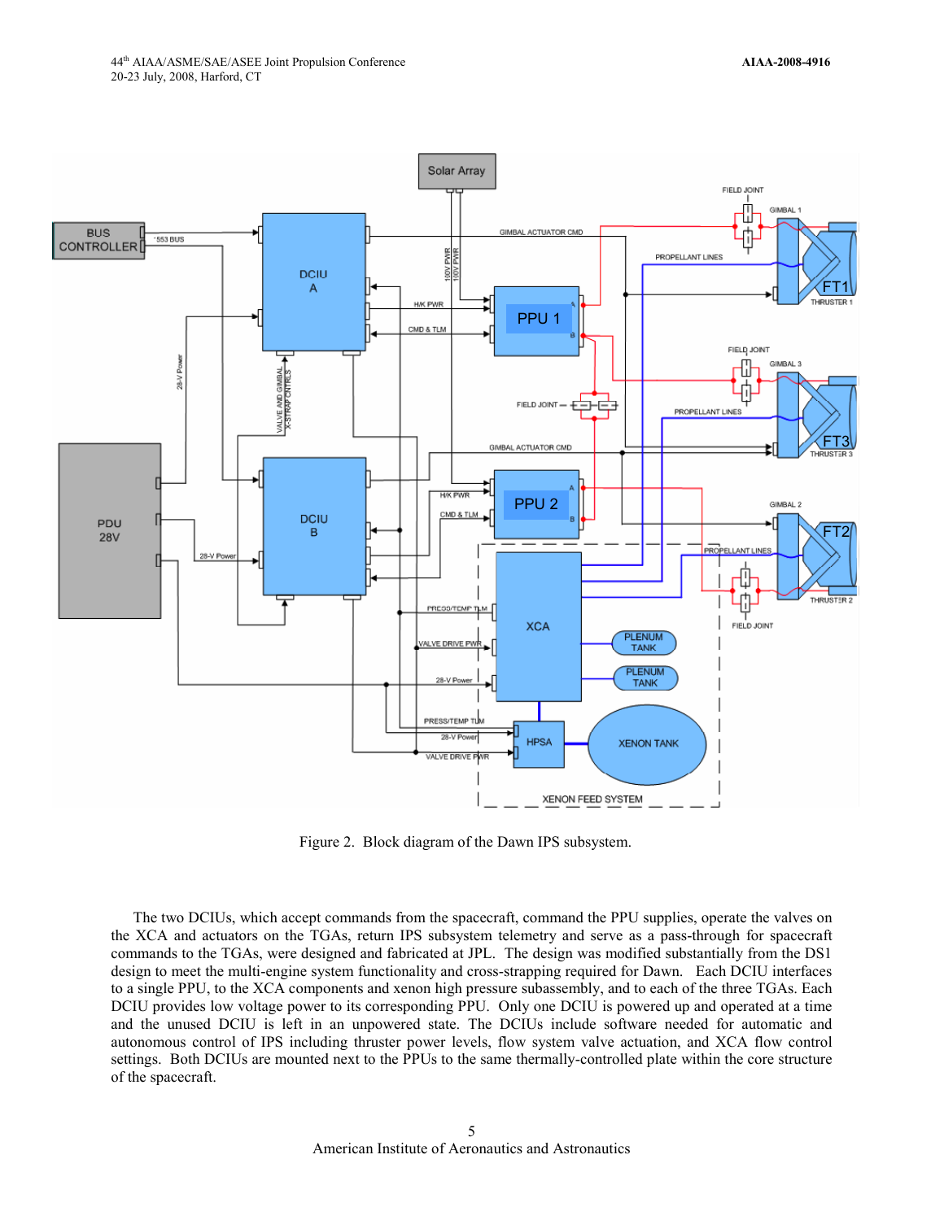Figure 2. Block diagram of the Dawn IPS subsystem.

The two DCIUs, which accept commands from the spacecraft, command the PPU supplies, operate the valves on the XCA and actuators on the TGAs, return IPS subsystem telemetry and serve as a pass-through for spacecraft commands to the TGAs, were designed and fabricated at JPL. The design was modified substantially from the DS1 design to meet the multi-engine system functionality and cross-strapping required for Dawn. Each DCIU interfaces to a single PPU, to the XCA components and xenon high pressure subassembly, and to each of the three TGAs. Each DCIU provides low voltage power to its corresponding PPU. Only one DCIU is powered up and operated at a time and the unused DCIU is left in an unpowered state. The DCIUs include software needed for automatic and autonomous control of IPS including thruster power levels, flow system valve actuation, and XCA flow control settings. Both DCIUs are mounted next to the PPUs to the same thermally-controlled plate within the core structure of the spacecraft.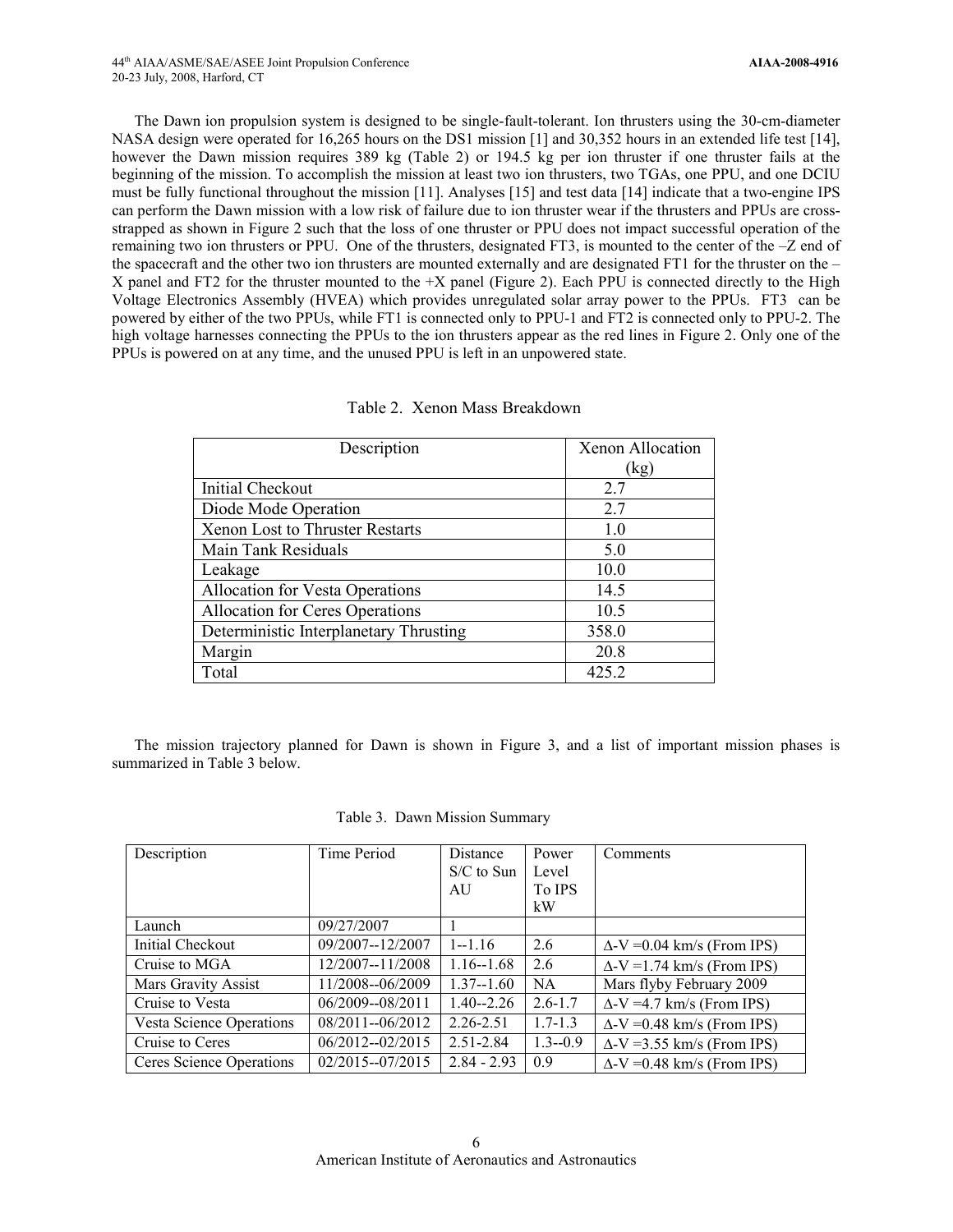The Dawn ion propulsion system is designed to be single-fault-tolerant. Ion thrusters using the 30-cm-diameter NASA design were operated for 16,265 hours on the DS1 mission [1] and 30,352 hours in an extended life test [14], however the Dawn mission requires 389 kg (Table 2) or 194.5 kg per ion thruster if one thruster fails at the beginning of the mission. To accomplish the mission at least two ion thrusters, two TGAs, one PPU, and one DCIU must be fully functional throughout the mission [11]. Analyses [15] and test data [14] indicate that a two-engine IPS can perform the Dawn mission with a low risk of failure due to ion thruster wear if the thrusters and PPUs are cross-strapped as shown in Figure 2 such that the loss of one thruster or PPU does not impact successful operation of the remaining two ion thrusters or PPU. One of the thrusters, designated FT3, is mounted to the center of the –Z end of the spacecraft and the other two ion thrusters are mounted externally and are designated FT1 for the thruster on the –X panel and FT2 for the thruster mounted to the +X panel (Figure 2). Each PPU is connected directly to the High Voltage Electronics Assembly (HVEA) which provides unregulated solar array power to the PPUs. FT3 can be powered by either of the two PPUs, while FT1 is connected only to PPU-1 and FT2 is connected only to PPU-2. The high voltage harnesses connecting the PPUs to the ion thrusters appear as the red lines in Figure 2. Only one of the PPUs is powered on at any time, and the unused PPU is left in an unpowered state.

Table 2. Xenon Mass Breakdown

| Description | Xenon Allocation (kg) |
| --- | --- |
| Initial Checkout | 2.7 |
| Diode Mode Operation | 2.7 |
| Xenon Lost to Thruster Restarts | 1.0 |
| Main Tank Residuals | 5.0 |
| Leakage | 10.0 |
| Allocation for Vesta Operations | 14.5 |
| Allocation for Ceres Operations | 10.5 |
| Deterministic Interplanetary Thrusting | 358.0 |
| Margin | 20.8 |
| Total | 425.2 |

The mission trajectory planned for Dawn is shown in Figure 3, and a list of important mission phases is summarized in Table 3 below.

Table 3. Dawn Mission Summary

| Description | Time Period | Distance S/C to Sun AU | Power Level To IPS kW | Comments |
| --- | --- | --- | --- | --- |
| Launch | 09/27/2007 | 1 | | |
| Initial Checkout | 09/2007--12/2007 | 1--1.16 | 2.6 | $\Delta$-V =0.04 km/s (From IPS) |
| Cruise to MGA | 12/2007--11/2008 | 1.16--1.68 | 2.6 | $\Delta$-V =1.74 km/s (From IPS) |
| Mars Gravity Assist | 11/2008--06/2009 | 1.37--1.60 | NA | Mars flyby February 2009 |
| Cruise to Vesta | 06/2009--08/2011 | 1.40--2.26 | 2.6-1.7 | $\Delta$-V =4.7 km/s (From IPS) |
| Vesta Science Operations | 08/2011--06/2012 | 2.26-2.51 | 1.7-1.3 | $\Delta$-V =0.48 km/s (From IPS) |
| Cruise to Ceres | 06/2012--02/2015 | 2.51-2.84 | 1.3--0.9 | $\Delta$-V =3.55 km/s (From IPS) |
| Ceres Science Operations | 02/2015--07/2015 | 2.84 - 2.93 | 0.9 | $\Delta$-V =0.48 km/s (From IPS) |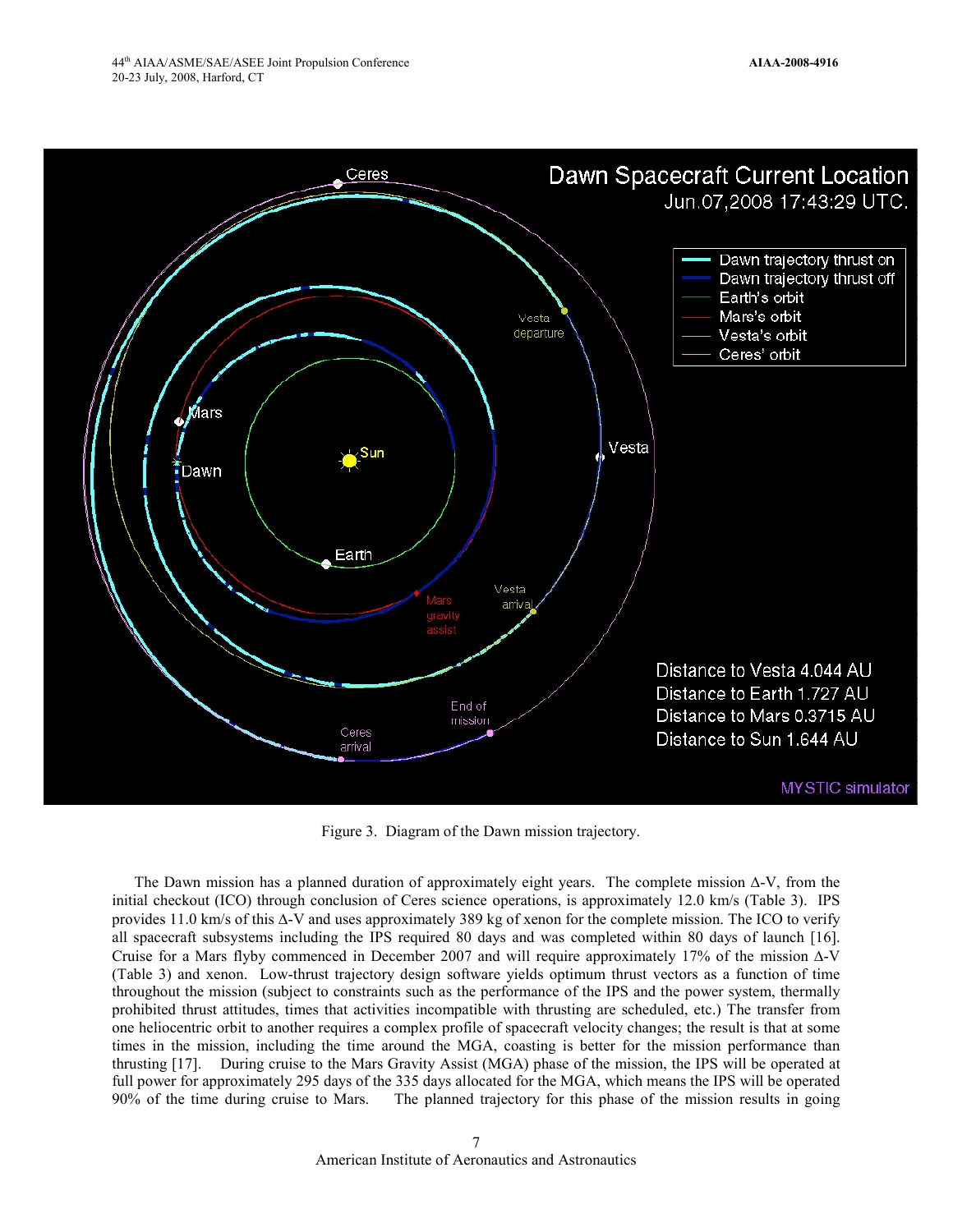Figure 3. Diagram of the Dawn mission trajectory.

The Dawn mission has a planned duration of approximately eight years. The complete mission Δ-V, from the initial checkout (ICO) through conclusion of Ceres science operations, is approximately 12.0 km/s (Table 3). IPS provides 11.0 km/s of this Δ-V and uses approximately 389 kg of xenon for the complete mission. The ICO to verify all spacecraft subsystems including the IPS required 80 days and was completed within 80 days of launch [16]. Cruise for a Mars flyby commenced in December 2007 and will require approximately 17% of the mission Δ-V (Table 3) and xenon. Low-thrust trajectory design software yields optimum thrust vectors as a function of time throughout the mission (subject to constraints such as the performance of the IPS and the power system, thermally prohibited thrust attitudes, times that activities incompatible with thrusting are scheduled, etc.) The transfer from one heliocentric orbit to another requires a complex profile of spacecraft velocity changes; the result is that at some times in the mission, including the time around the MGA, coasting is better for the mission performance than thrusting [17]. During cruise to the Mars Gravity Assist (MGA) phase of the mission, the IPS will be operated at full power for approximately 295 days of the 335 days allocated for the MGA, which means the IPS will be operated 90% of the time during cruise to Mars. The planned trajectory for this phase of the mission results in going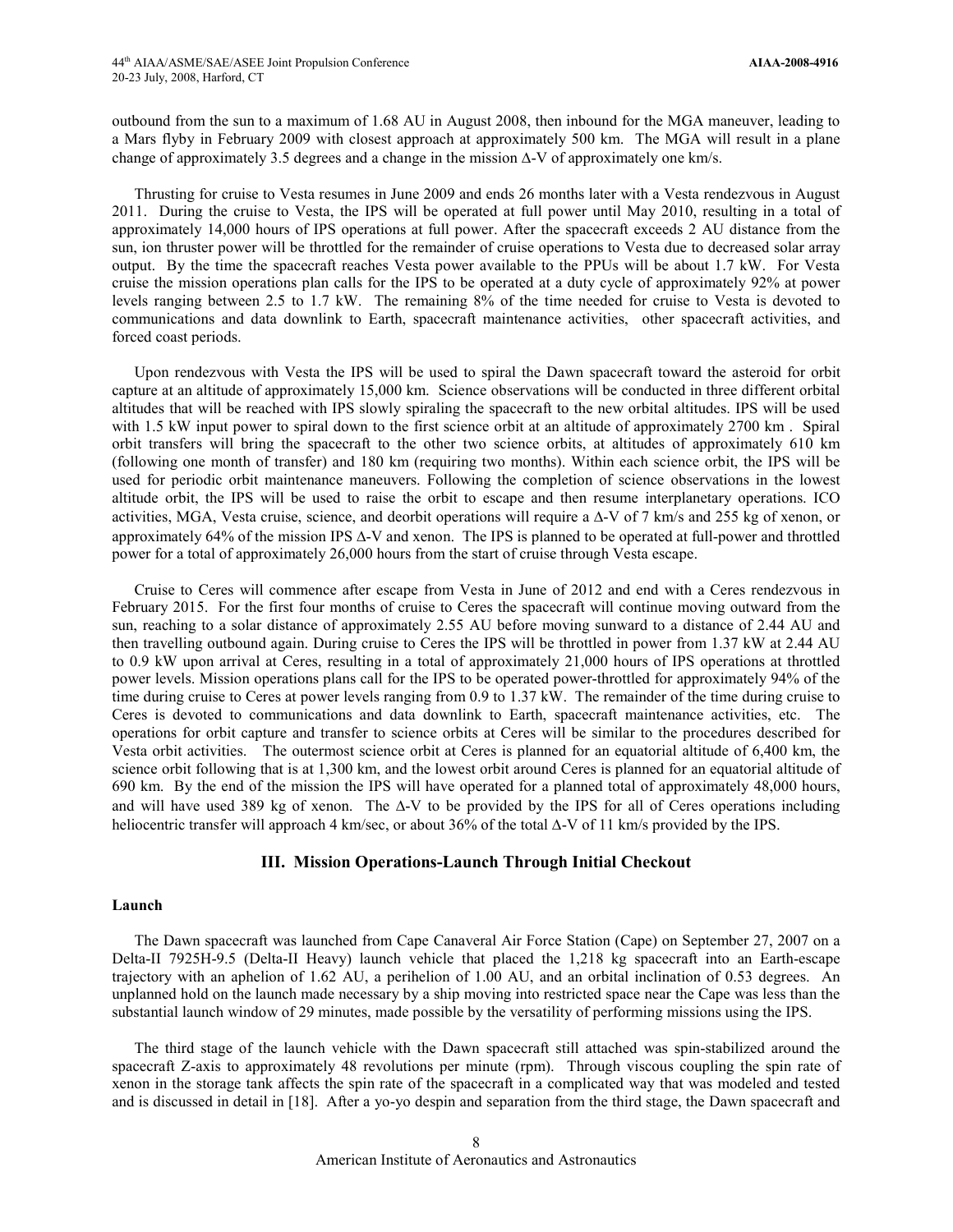outbound from the sun to a maximum of 1.68 AU in August 2008, then inbound for the MGA maneuver, leading to a Mars flyby in February 2009 with closest approach at approximately 500 km. The MGA will result in a plane change of approximately 3.5 degrees and a change in the mission $\Delta$-V of approximately one km/s.

Thrusting for cruise to Vesta resumes in June 2009 and ends 26 months later with a Vesta rendezvous in August 2011. During the cruise to Vesta, the IPS will be operated at full power until May 2010, resulting in a total of approximately 14,000 hours of IPS operations at full power. After the spacecraft exceeds 2 AU distance from the sun, ion thruster power will be throttled for the remainder of cruise operations to Vesta due to decreased solar array output. By the time the spacecraft reaches Vesta power available to the PPUs will be about 1.7 kW. For Vesta cruise the mission operations plan calls for the IPS to be operated at a duty cycle of approximately 92% at power levels ranging between 2.5 to 1.7 kW. The remaining 8% of the time needed for cruise to Vesta is devoted to communications and data downlink to Earth, spacecraft maintenance activities, other spacecraft activities, and forced coast periods.

Upon rendezvous with Vesta the IPS will be used to spiral the Dawn spacecraft toward the asteroid for orbit capture at an altitude of approximately 15,000 km. Science observations will be conducted in three different orbital altitudes that will be reached with IPS slowly spiraling the spacecraft to the new orbital altitudes. IPS will be used with 1.5 kW input power to spiral down to the first science orbit at an altitude of approximately 2700 km . Spiral orbit transfers will bring the spacecraft to the other two science orbits, at altitudes of approximately 610 km (following one month of transfer) and 180 km (requiring two months). Within each science orbit, the IPS will be used for periodic orbit maintenance maneuvers. Following the completion of science observations in the lowest altitude orbit, the IPS will be used to raise the orbit to escape and then resume interplanetary operations. ICO activities, MGA, Vesta cruise, science, and deorbit operations will require a $\Delta$-V of 7 km/s and 255 kg of xenon, or approximately 64% of the mission IPS $\Delta$-V and xenon. The IPS is planned to be operated at full-power and throttled power for a total of approximately 26,000 hours from the start of cruise through Vesta escape.

Cruise to Ceres will commence after escape from Vesta in June of 2012 and end with a Ceres rendezvous in February 2015. For the first four months of cruise to Ceres the spacecraft will continue moving outward from the sun, reaching to a solar distance of approximately 2.55 AU before moving sunward to a distance of 2.44 AU and then travelling outbound again. During cruise to Ceres the IPS will be throttled in power from 1.37 kW at 2.44 AU to 0.9 kW upon arrival at Ceres, resulting in a total of approximately 21,000 hours of IPS operations at throttled power levels. Mission operations plans call for the IPS to be operated power-throttled for approximately 94% of the time during cruise to Ceres at power levels ranging from 0.9 to 1.37 kW. The remainder of the time during cruise to Ceres is devoted to communications and data downlink to Earth, spacecraft maintenance activities, etc. The operations for orbit capture and transfer to science orbits at Ceres will be similar to the procedures described for Vesta orbit activities. The outermost science orbit at Ceres is planned for an equatorial altitude of 6,400 km, the science orbit following that is at 1,300 km, and the lowest orbit around Ceres is planned for an equatorial altitude of 690 km. By the end of the mission the IPS will have operated for a planned total of approximately 48,000 hours, and will have used 389 kg of xenon. The $\Delta$-V to be provided by the IPS for all of Ceres operations including heliocentric transfer will approach 4 km/sec, or about 36% of the total $\Delta$-V of 11 km/s provided by the IPS.

## III. Mission Operations-Launch Through Initial Checkout

### Launch

The Dawn spacecraft was launched from Cape Canaveral Air Force Station (Cape) on September 27, 2007 on a Delta-II 7925H-9.5 (Delta-II Heavy) launch vehicle that placed the 1,218 kg spacecraft into an Earth-escape trajectory with an aphelion of 1.62 AU, a perihelion of 1.00 AU, and an orbital inclination of 0.53 degrees. An unplanned hold on the launch made necessary by a ship moving into restricted space near the Cape was less than the substantial launch window of 29 minutes, made possible by the versatility of performing missions using the IPS.

The third stage of the launch vehicle with the Dawn spacecraft still attached was spin-stabilized around the spacecraft Z-axis to approximately 48 revolutions per minute (rpm). Through viscous coupling the spin rate of xenon in the storage tank affects the spin rate of the spacecraft in a complicated way that was modeled and tested and is discussed in detail in [18]. After a yo-yo despin and separation from the third stage, the Dawn spacecraft and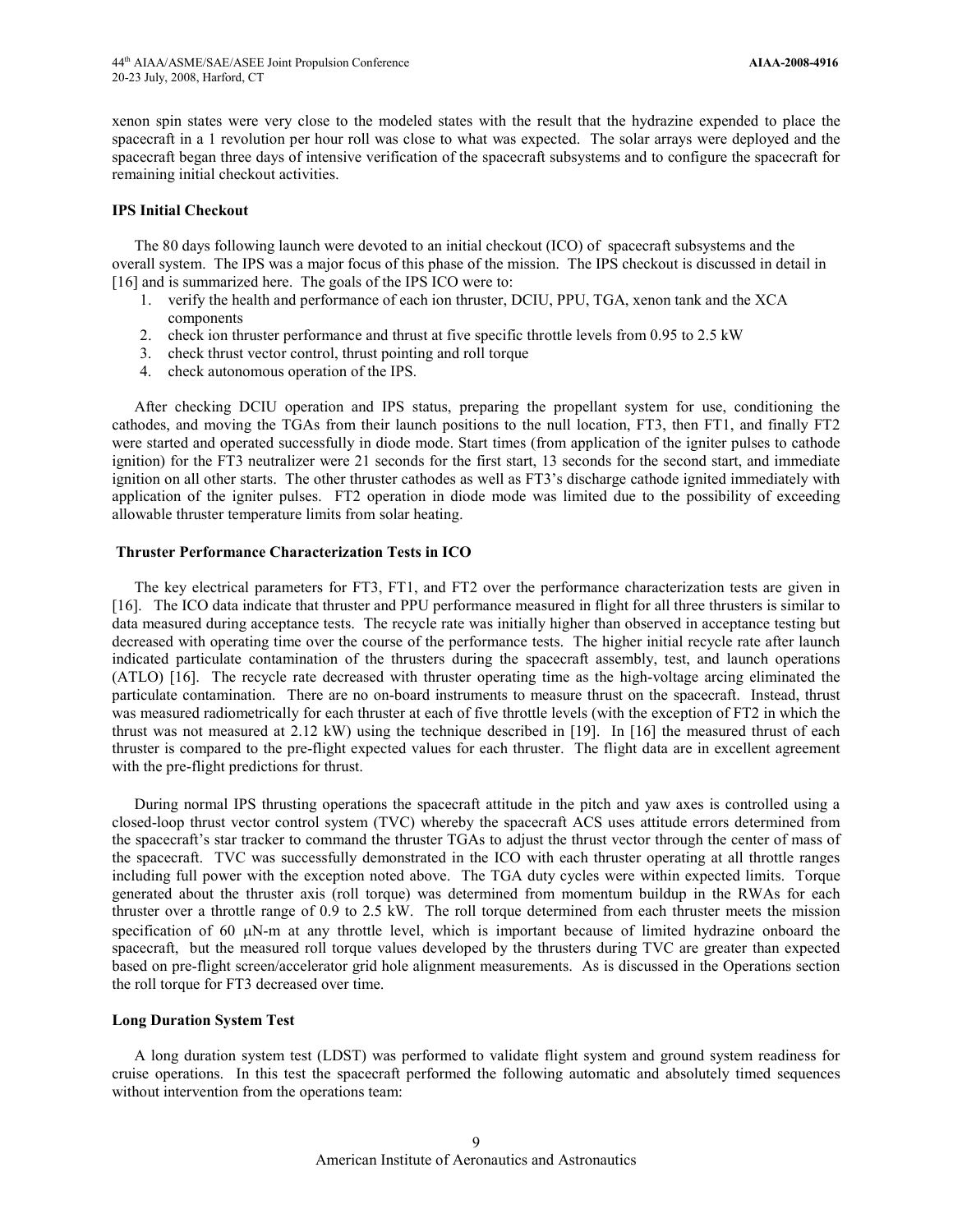xenon spin states were very close to the modeled states with the result that the hydrazine expended to place the spacecraft in a 1 revolution per hour roll was close to what was expected. The solar arrays were deployed and the spacecraft began three days of intensive verification of the spacecraft subsystems and to configure the spacecraft for remaining initial checkout activities.

**IPS Initial Checkout**

The 80 days following launch were devoted to an initial checkout (ICO) of spacecraft subsystems and the overall system. The IPS was a major focus of this phase of the mission. The IPS checkout is discussed in detail in [16] and is summarized here. The goals of the IPS ICO were to:

1. verify the health and performance of each ion thruster, DCIU, PPU, TGA, xenon tank and the XCA components
2. check ion thruster performance and thrust at five specific throttle levels from 0.95 to 2.5 kW
3. check thrust vector control, thrust pointing and roll torque
4. check autonomous operation of the IPS.

After checking DCIU operation and IPS status, preparing the propellant system for use, conditioning the cathodes, and moving the TGAs from their launch positions to the null location, FT3, then FT1, and finally FT2 were started and operated successfully in diode mode. Start times (from application of the igniter pulses to cathode ignition) for the FT3 neutralizer were 21 seconds for the first start, 13 seconds for the second start, and immediate ignition on all other starts. The other thruster cathodes as well as FT3's discharge cathode ignited immediately with application of the igniter pulses. FT2 operation in diode mode was limited due to the possibility of exceeding allowable thruster temperature limits from solar heating.

**Thruster Performance Characterization Tests in ICO**

The key electrical parameters for FT3, FT1, and FT2 over the performance characterization tests are given in [16]. The ICO data indicate that thruster and PPU performance measured in flight for all three thrusters is similar to data measured during acceptance tests. The recycle rate was initially higher than observed in acceptance testing but decreased with operating time over the course of the performance tests. The higher initial recycle rate after launch indicated particulate contamination of the thrusters during the spacecraft assembly, test, and launch operations (ATLO) [16]. The recycle rate decreased with thruster operating time as the high-voltage arcing eliminated the particulate contamination. There are no on-board instruments to measure thrust on the spacecraft. Instead, thrust was measured radiometrically for each thruster at each of five throttle levels (with the exception of FT2 in which the thrust was not measured at 2.12 kW) using the technique described in [19]. In [16] the measured thrust of each thruster is compared to the pre-flight expected values for each thruster. The flight data are in excellent agreement with the pre-flight predictions for thrust.

During normal IPS thrusting operations the spacecraft attitude in the pitch and yaw axes is controlled using a closed-loop thrust vector control system (TVC) whereby the spacecraft ACS uses attitude errors determined from the spacecraft's star tracker to command the thruster TGAs to adjust the thrust vector through the center of mass of the spacecraft. TVC was successfully demonstrated in the ICO with each thruster operating at all throttle ranges including full power with the exception noted above. The TGA duty cycles were within expected limits. Torque generated about the thruster axis (roll torque) was determined from momentum buildup in the RWAs for each thruster over a throttle range of 0.9 to 2.5 kW. The roll torque determined from each thruster meets the mission specification of 60 μN-m at any throttle level, which is important because of limited hydrazine onboard the spacecraft, but the measured roll torque values developed by the thrusters during TVC are greater than expected based on pre-flight screen/accelerator grid hole alignment measurements. As is discussed in the Operations section the roll torque for FT3 decreased over time.

**Long Duration System Test**

A long duration system test (LDST) was performed to validate flight system and ground system readiness for cruise operations. In this test the spacecraft performed the following automatic and absolutely timed sequences without intervention from the operations team: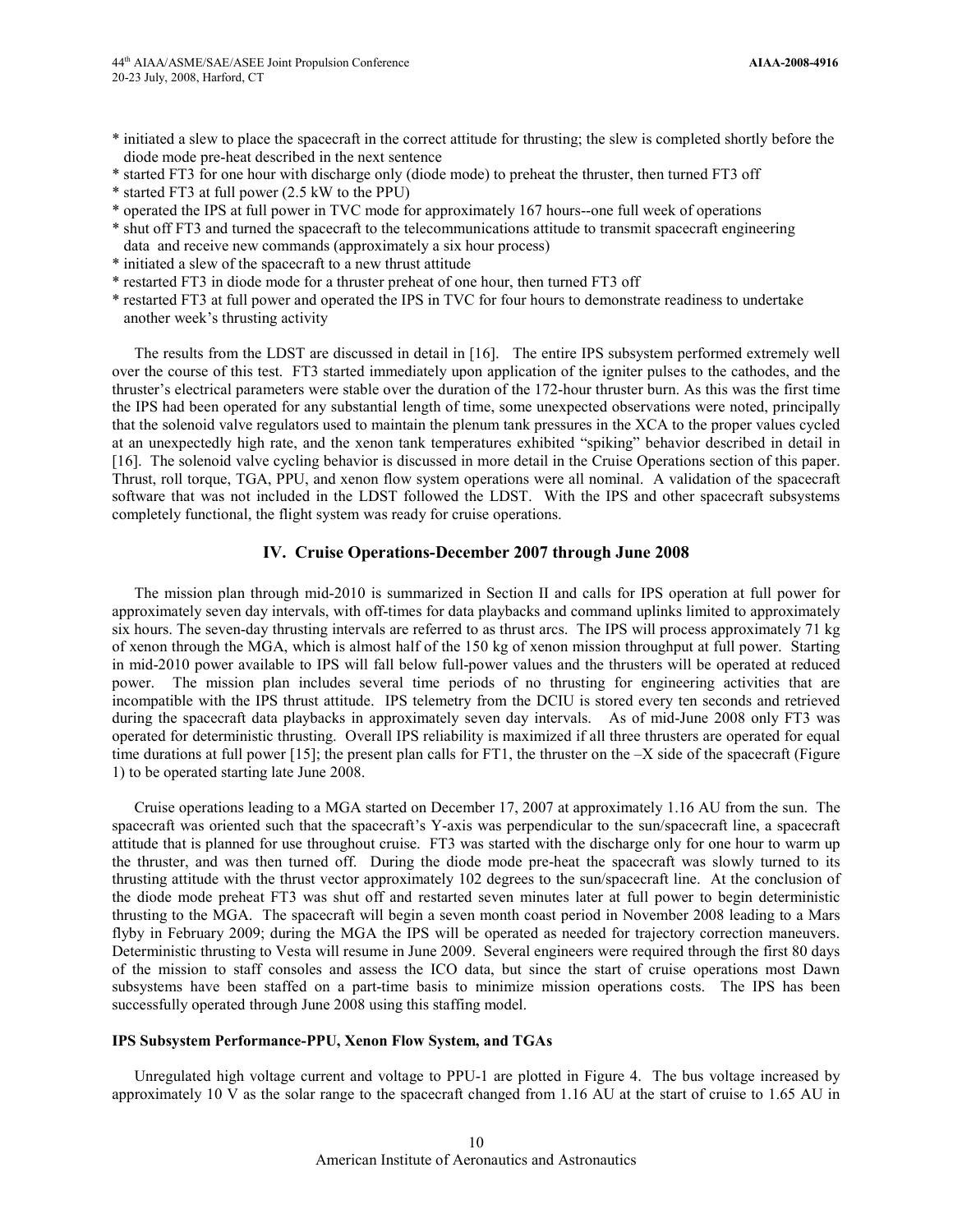* initiated a slew to place the spacecraft in the correct attitude for thrusting; the slew is completed shortly before the diode mode pre-heat described in the next sentence
* started FT3 for one hour with discharge only (diode mode) to preheat the thruster, then turned FT3 off
* started FT3 at full power (2.5 kW to the PPU)
* operated the IPS at full power in TVC mode for approximately 167 hours--one full week of operations
* shut off FT3 and turned the spacecraft to the telecommunications attitude to transmit spacecraft engineering data and receive new commands (approximately a six hour process)
* initiated a slew of the spacecraft to a new thrust attitude
* restarted FT3 in diode mode for a thruster preheat of one hour, then turned FT3 off
* restarted FT3 at full power and operated the IPS in TVC for four hours to demonstrate readiness to undertake another week's thrusting activity

The results from the LDST are discussed in detail in [16]. The entire IPS subsystem performed extremely well over the course of this test. FT3 started immediately upon application of the igniter pulses to the cathodes, and the thruster's electrical parameters were stable over the duration of the 172-hour thruster burn. As this was the first time the IPS had been operated for any substantial length of time, some unexpected observations were noted, principally that the solenoid valve regulators used to maintain the plenum tank pressures in the XCA to the proper values cycled at an unexpectedly high rate, and the xenon tank temperatures exhibited "spiking" behavior described in detail in [16]. The solenoid valve cycling behavior is discussed in more detail in the Cruise Operations section of this paper. Thrust, roll torque, TGA, PPU, and xenon flow system operations were all nominal. A validation of the spacecraft software that was not included in the LDST followed the LDST. With the IPS and other spacecraft subsystems completely functional, the flight system was ready for cruise operations.

## IV. Cruise Operations-December 2007 through June 2008

The mission plan through mid-2010 is summarized in Section II and calls for IPS operation at full power for approximately seven day intervals, with off-times for data playbacks and command uplinks limited to approximately six hours. The seven-day thrusting intervals are referred to as thrust arcs. The IPS will process approximately 71 kg of xenon through the MGA, which is almost half of the 150 kg of xenon mission throughput at full power. Starting in mid-2010 power available to IPS will fall below full-power values and the thrusters will be operated at reduced power. The mission plan includes several time periods of no thrusting for engineering activities that are incompatible with the IPS thrust attitude. IPS telemetry from the DCIU is stored every ten seconds and retrieved during the spacecraft data playbacks in approximately seven day intervals. As of mid-June 2008 only FT3 was operated for deterministic thrusting. Overall IPS reliability is maximized if all three thrusters are operated for equal time durations at full power [15]; the present plan calls for FT1, the thruster on the –X side of the spacecraft (Figure 1) to be operated starting late June 2008.

Cruise operations leading to a MGA started on December 17, 2007 at approximately 1.16 AU from the sun. The spacecraft was oriented such that the spacecraft's Y-axis was perpendicular to the sun/spacecraft line, a spacecraft attitude that is planned for use throughout cruise. FT3 was started with the discharge only for one hour to warm up the thruster, and was then turned off. During the diode mode pre-heat the spacecraft was slowly turned to its thrusting attitude with the thrust vector approximately 102 degrees to the sun/spacecraft line. At the conclusion of the diode mode preheat FT3 was shut off and restarted seven minutes later at full power to begin deterministic thrusting to the MGA. The spacecraft will begin a seven month coast period in November 2008 leading to a Mars flyby in February 2009; during the MGA the IPS will be operated as needed for trajectory correction maneuvers. Deterministic thrusting to Vesta will resume in June 2009. Several engineers were required through the first 80 days of the mission to staff consoles and assess the ICO data, but since the start of cruise operations most Dawn subsystems have been staffed on a part-time basis to minimize mission operations costs. The IPS has been successfully operated through June 2008 using this staffing model.

**IPS Subsystem Performance-PPU, Xenon Flow System, and TGAs**

Unregulated high voltage current and voltage to PPU-1 are plotted in Figure 4. The bus voltage increased by approximately 10 V as the solar range to the spacecraft changed from 1.16 AU at the start of cruise to 1.65 AU in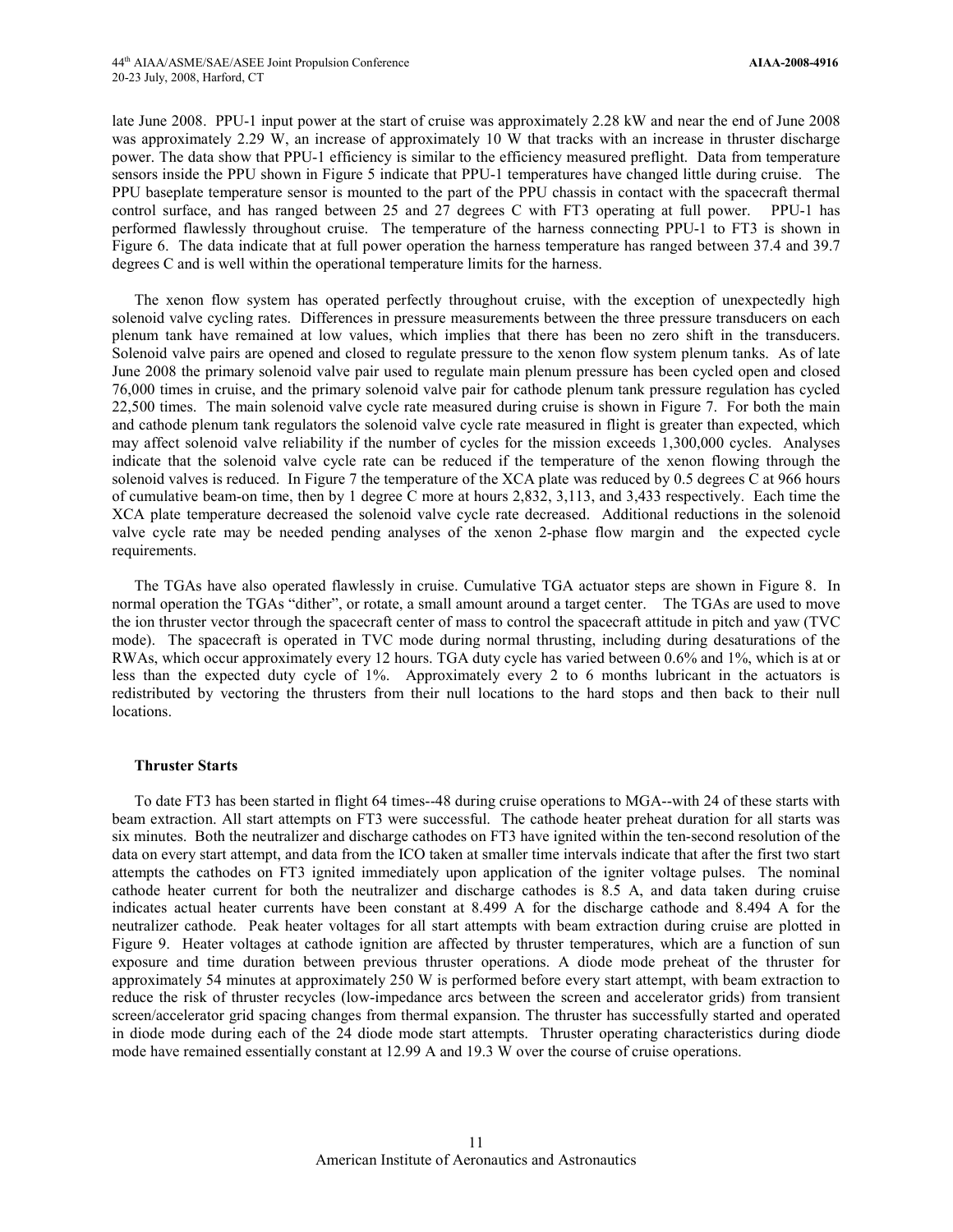late June 2008. PPU-1 input power at the start of cruise was approximately 2.28 kW and near the end of June 2008 was approximately 2.29 W, an increase of approximately 10 W that tracks with an increase in thruster discharge power. The data show that PPU-1 efficiency is similar to the efficiency measured preflight. Data from temperature sensors inside the PPU shown in Figure 5 indicate that PPU-1 temperatures have changed little during cruise. The PPU baseplate temperature sensor is mounted to the part of the PPU chassis in contact with the spacecraft thermal control surface, and has ranged between 25 and 27 degrees C with FT3 operating at full power. PPU-1 has performed flawlessly throughout cruise. The temperature of the harness connecting PPU-1 to FT3 is shown in Figure 6. The data indicate that at full power operation the harness temperature has ranged between 37.4 and 39.7 degrees C and is well within the operational temperature limits for the harness.

The xenon flow system has operated perfectly throughout cruise, with the exception of unexpectedly high solenoid valve cycling rates. Differences in pressure measurements between the three pressure transducers on each plenum tank have remained at low values, which implies that there has been no zero shift in the transducers. Solenoid valve pairs are opened and closed to regulate pressure to the xenon flow system plenum tanks. As of late June 2008 the primary solenoid valve pair used to regulate main plenum pressure has been cycled open and closed 76,000 times in cruise, and the primary solenoid valve pair for cathode plenum tank pressure regulation has cycled 22,500 times. The main solenoid valve cycle rate measured during cruise is shown in Figure 7. For both the main and cathode plenum tank regulators the solenoid valve cycle rate measured in flight is greater than expected, which may affect solenoid valve reliability if the number of cycles for the mission exceeds 1,300,000 cycles. Analyses indicate that the solenoid valve cycle rate can be reduced if the temperature of the xenon flowing through the solenoid valves is reduced. In Figure 7 the temperature of the XCA plate was reduced by 0.5 degrees C at 966 hours of cumulative beam-on time, then by 1 degree C more at hours 2,832, 3,113, and 3,433 respectively. Each time the XCA plate temperature decreased the solenoid valve cycle rate decreased. Additional reductions in the solenoid valve cycle rate may be needed pending analyses of the xenon 2-phase flow margin and the expected cycle requirements.

The TGAs have also operated flawlessly in cruise. Cumulative TGA actuator steps are shown in Figure 8. In normal operation the TGAs "dither", or rotate, a small amount around a target center. The TGAs are used to move the ion thruster vector through the spacecraft center of mass to control the spacecraft attitude in pitch and yaw (TVC mode). The spacecraft is operated in TVC mode during normal thrusting, including during desaturations of the RWAs, which occur approximately every 12 hours. TGA duty cycle has varied between 0.6% and 1%, which is at or less than the expected duty cycle of 1%. Approximately every 2 to 6 months lubricant in the actuators is redistributed by vectoring the thrusters from their null locations to the hard stops and then back to their null locations.

### Thruster Starts

To date FT3 has been started in flight 64 times--48 during cruise operations to MGA--with 24 of these starts with beam extraction. All start attempts on FT3 were successful. The cathode heater preheat duration for all starts was six minutes. Both the neutralizer and discharge cathodes on FT3 have ignited within the ten-second resolution of the data on every start attempt, and data from the ICO taken at smaller time intervals indicate that after the first two start attempts the cathodes on FT3 ignited immediately upon application of the igniter voltage pulses. The nominal cathode heater current for both the neutralizer and discharge cathodes is 8.5 A, and data taken during cruise indicates actual heater currents have been constant at 8.499 A for the discharge cathode and 8.494 A for the neutralizer cathode. Peak heater voltages for all start attempts with beam extraction during cruise are plotted in Figure 9. Heater voltages at cathode ignition are affected by thruster temperatures, which are a function of sun exposure and time duration between previous thruster operations. A diode mode preheat of the thruster for approximately 54 minutes at approximately 250 W is performed before every start attempt, with beam extraction to reduce the risk of thruster recycles (low-impedance arcs between the screen and accelerator grids) from transient screen/accelerator grid spacing changes from thermal expansion. The thruster has successfully started and operated in diode mode during each of the 24 diode mode start attempts. Thruster operating characteristics during diode mode have remained essentially constant at 12.99 A and 19.3 W over the course of cruise operations.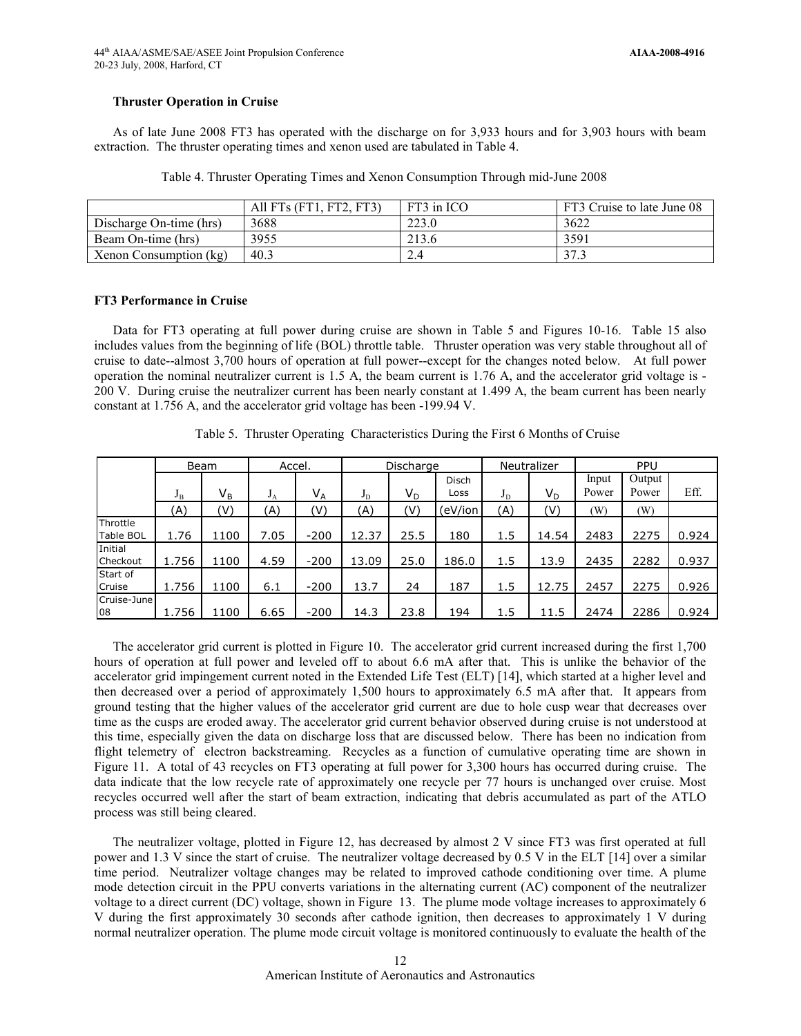### Thruster Operation in Cruise

As of late June 2008 FT3 has operated with the discharge on for 3,933 hours and for 3,903 hours with beam extraction. The thruster operating times and xenon used are tabulated in Table 4.

Table 4. Thruster Operating Times and Xenon Consumption Through mid-June 2008

| | All FTs (FT1, FT2, FT3) | FT3 in ICO | FT3 Cruise to late June 08 |
|---|---|---|---|
| Discharge On-time (hrs) | 3688 | 223.0 | 3622 |
| Beam On-time (hrs) | 3955 | 213.6 | 3591 |
| Xenon Consumption (kg) | 40.3 | 2.4 | 37.3 |

### FT3 Performance in Cruise

Data for FT3 operating at full power during cruise are shown in Table 5 and Figures 10-16. Table 15 also includes values from the beginning of life (BOL) throttle table. Thruster operation was very stable throughout all of cruise to date--almost 3,700 hours of operation at full power--except for the changes noted below. At full power operation the nominal neutralizer current is 1.5 A, the beam current is 1.76 A, and the accelerator grid voltage is -200 V. During cruise the neutralizer current has been nearly constant at 1.499 A, the beam current has been nearly constant at 1.756 A, and the accelerator grid voltage has been -199.94 V.

Table 5. Thruster Operating Characteristics During the First 6 Months of Cruise

| | Beam | | Accel. | | Discharge | | | Neutralizer | | PPU | | |
|---|---|---|---|---|---|---|---|---|---|---|---|---|
| | $J_B$ | $V_B$ | $J_A$ | $V_A$ | $J_D$ | $V_D$ | Disch Loss | $J_D$ | $V_D$ | Input Power | Output Power | Eff. |
| | (A) | (V) | (A) | (V) | (A) | (V) | (eV/ion | (A) | (V) | (W) | (W) | |
| Throttle Table BOL | 1.76 | 1100 | 7.05 | -200 | 12.37 | 25.5 | 180 | 1.5 | 14.54 | 2483 | 2275 | 0.924 |
| Initial Checkout | 1.756 | 1100 | 4.59 | -200 | 13.09 | 25.0 | 186.0 | 1.5 | 13.9 | 2435 | 2282 | 0.937 |
| Start of Cruise | 1.756 | 1100 | 6.1 | -200 | 13.7 | 24 | 187 | 1.5 | 12.75 | 2457 | 2275 | 0.926 |
| Cruise-June 08 | 1.756 | 1100 | 6.65 | -200 | 14.3 | 23.8 | 194 | 1.5 | 11.5 | 2474 | 2286 | 0.924 |

The accelerator grid current is plotted in Figure 10. The accelerator grid current increased during the first 1,700 hours of operation at full power and leveled off to about 6.6 mA after that. This is unlike the behavior of the accelerator grid impingement current noted in the Extended Life Test (ELT) [14], which started at a higher level and then decreased over a period of approximately 1,500 hours to approximately 6.5 mA after that. It appears from ground testing that the higher values of the accelerator grid current are due to hole cusp wear that decreases over time as the cusps are eroded away. The accelerator grid current behavior observed during cruise is not understood at this time, especially given the data on discharge loss that are discussed below. There has been no indication from flight telemetry of electron backstreaming. Recycles as a function of cumulative operating time are shown in Figure 11. A total of 43 recycles on FT3 operating at full power for 3,300 hours has occurred during cruise. The data indicate that the low recycle rate of approximately one recycle per 77 hours is unchanged over cruise. Most recycles occurred well after the start of beam extraction, indicating that debris accumulated as part of the ATLO process was still being cleared.

The neutralizer voltage, plotted in Figure 12, has decreased by almost 2 V since FT3 was first operated at full power and 1.3 V since the start of cruise. The neutralizer voltage decreased by 0.5 V in the ELT [14] over a similar time period. Neutralizer voltage changes may be related to improved cathode conditioning over time. A plume mode detection circuit in the PPU converts variations in the alternating current (AC) component of the neutralizer voltage to a direct current (DC) voltage, shown in Figure 13. The plume mode voltage increases to approximately 6 V during the first approximately 30 seconds after cathode ignition, then decreases to approximately 1 V during normal neutralizer operation. The plume mode circuit voltage is monitored continuously to evaluate the health of the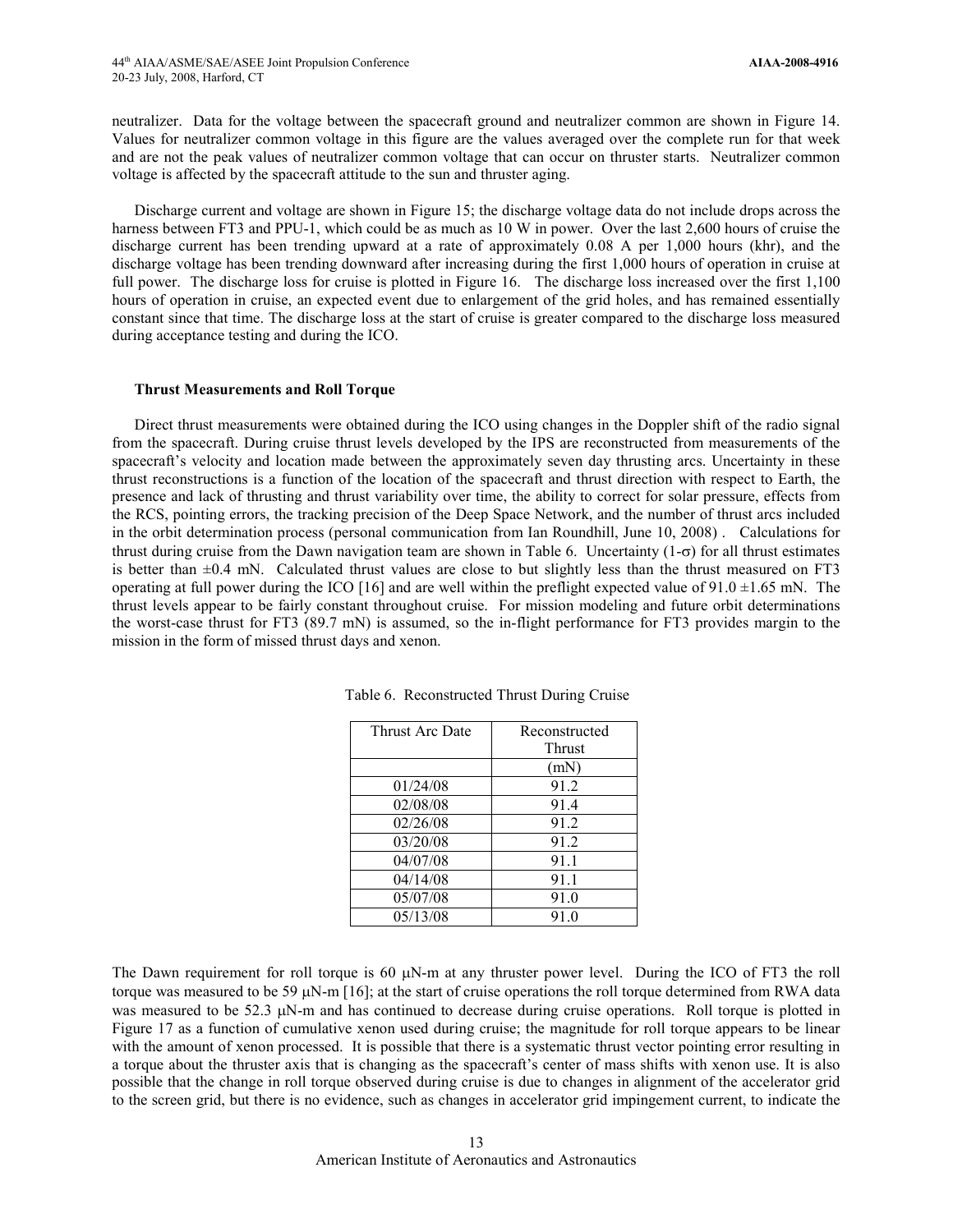neutralizer. Data for the voltage between the spacecraft ground and neutralizer common are shown in Figure 14. Values for neutralizer common voltage in this figure are the values averaged over the complete run for that week and are not the peak values of neutralizer common voltage that can occur on thruster starts. Neutralizer common voltage is affected by the spacecraft attitude to the sun and thruster aging.

Discharge current and voltage are shown in Figure 15; the discharge voltage data do not include drops across the harness between FT3 and PPU-1, which could be as much as 10 W in power. Over the last 2,600 hours of cruise the discharge current has been trending upward at a rate of approximately 0.08 A per 1,000 hours (khr), and the discharge voltage has been trending downward after increasing during the first 1,000 hours of operation in cruise at full power. The discharge loss for cruise is plotted in Figure 16. The discharge loss increased over the first 1,100 hours of operation in cruise, an expected event due to enlargement of the grid holes, and has remained essentially constant since that time. The discharge loss at the start of cruise is greater compared to the discharge loss measured during acceptance testing and during the ICO.

### Thrust Measurements and Roll Torque

Direct thrust measurements were obtained during the ICO using changes in the Doppler shift of the radio signal from the spacecraft. During cruise thrust levels developed by the IPS are reconstructed from measurements of the spacecraft's velocity and location made between the approximately seven day thrusting arcs. Uncertainty in these thrust reconstructions is a function of the location of the spacecraft and thrust direction with respect to Earth, the presence and lack of thrusting and thrust variability over time, the ability to correct for solar pressure, effects from the RCS, pointing errors, the tracking precision of the Deep Space Network, and the number of thrust arcs included in the orbit determination process (personal communication from Ian Roundhill, June 10, 2008) . Calculations for thrust during cruise from the Dawn navigation team are shown in Table 6. Uncertainty (1-$\sigma$) for all thrust estimates is better than ±0.4 mN. Calculated thrust values are close to but slightly less than the thrust measured on FT3 operating at full power during the ICO [16] and are well within the preflight expected value of 91.0 ±1.65 mN. The thrust levels appear to be fairly constant throughout cruise. For mission modeling and future orbit determinations the worst-case thrust for FT3 (89.7 mN) is assumed, so the in-flight performance for FT3 provides margin to the mission in the form of missed thrust days and xenon.

Table 6. Reconstructed Thrust During Cruise

| Thrust Arc Date | Reconstructed Thrust |
|---|---|
| | (mN) |
| 01/24/08 | 91.2 |
| 02/08/08 | 91.4 |
| 02/26/08 | 91.2 |
| 03/20/08 | 91.2 |
| 04/07/08 | 91.1 |
| 04/14/08 | 91.1 |
| 05/07/08 | 91.0 |
| 05/13/08 | 91.0 |

The Dawn requirement for roll torque is 60 μN-m at any thruster power level. During the ICO of FT3 the roll torque was measured to be 59 μN-m [16]; at the start of cruise operations the roll torque determined from RWA data was measured to be 52.3 μN-m and has continued to decrease during cruise operations. Roll torque is plotted in Figure 17 as a function of cumulative xenon used during cruise; the magnitude for roll torque appears to be linear with the amount of xenon processed. It is possible that there is a systematic thrust vector pointing error resulting in a torque about the thruster axis that is changing as the spacecraft's center of mass shifts with xenon use. It is also possible that the change in roll torque observed during cruise is due to changes in alignment of the accelerator grid to the screen grid, but there is no evidence, such as changes in accelerator grid impingement current, to indicate the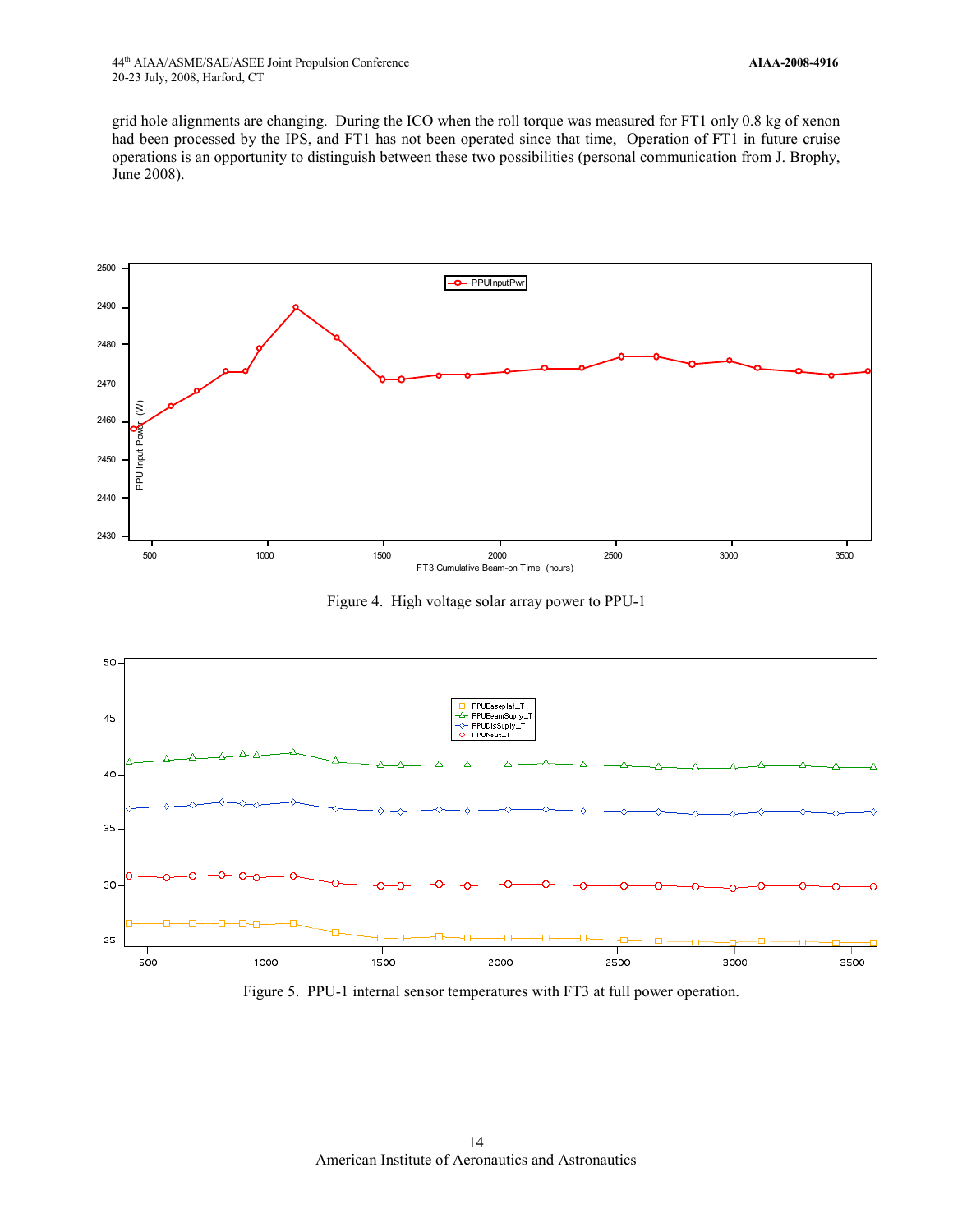grid hole alignments are changing. During the ICO when the roll torque was measured for FT1 only 0.8 kg of xenon had been processed by the IPS, and FT1 has not been operated since that time, Operation of FT1 in future cruise operations is an opportunity to distinguish between these two possibilities (personal communication from J. Brophy, June 2008).

Figure 4. High voltage solar array power to PPU-1

Figure 5. PPU-1 internal sensor temperatures with FT3 at full power operation.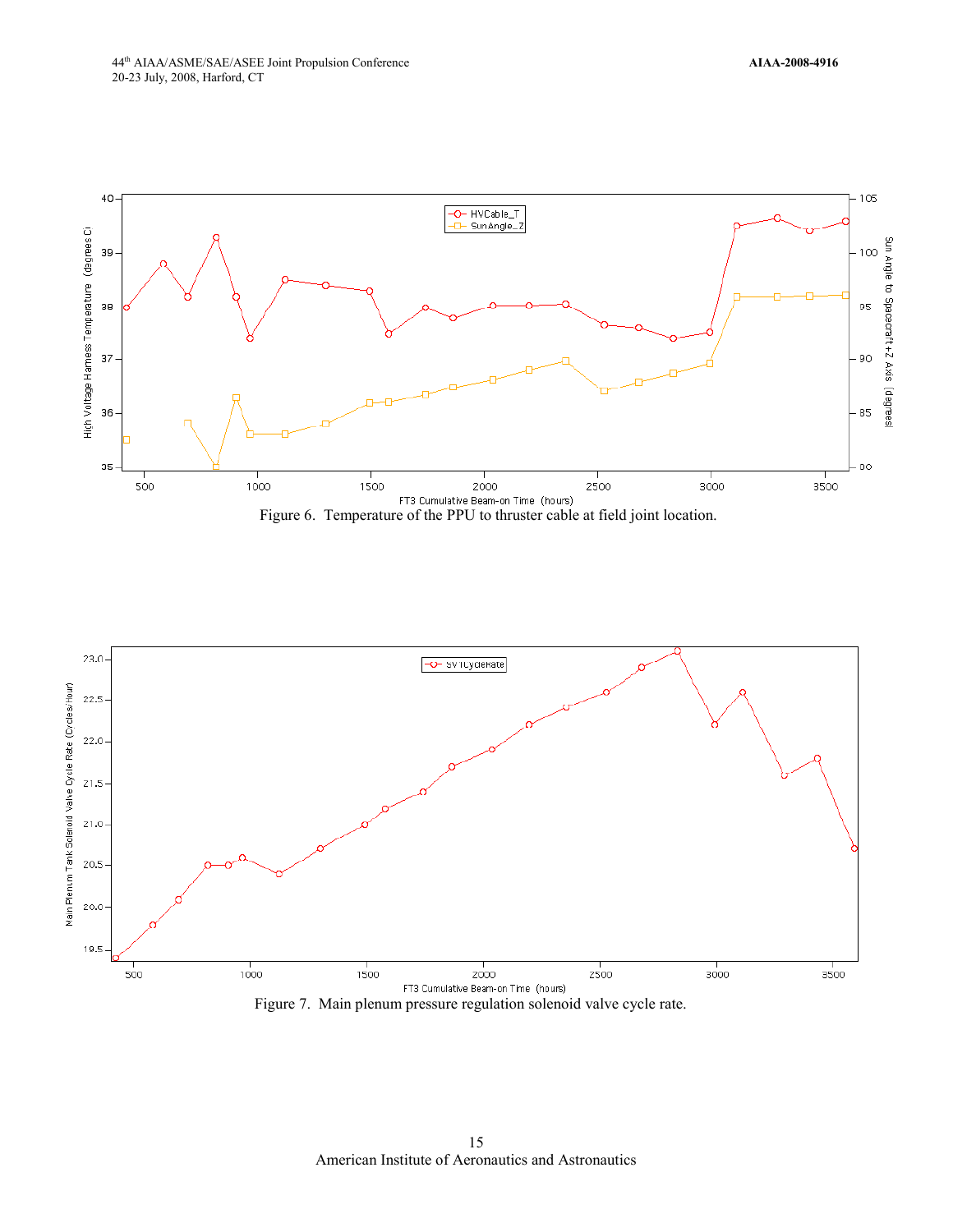Figure 6. Temperature of the PPU to thruster cable at field joint location.

Figure 7. Main plenum pressure regulation solenoid valve cycle rate.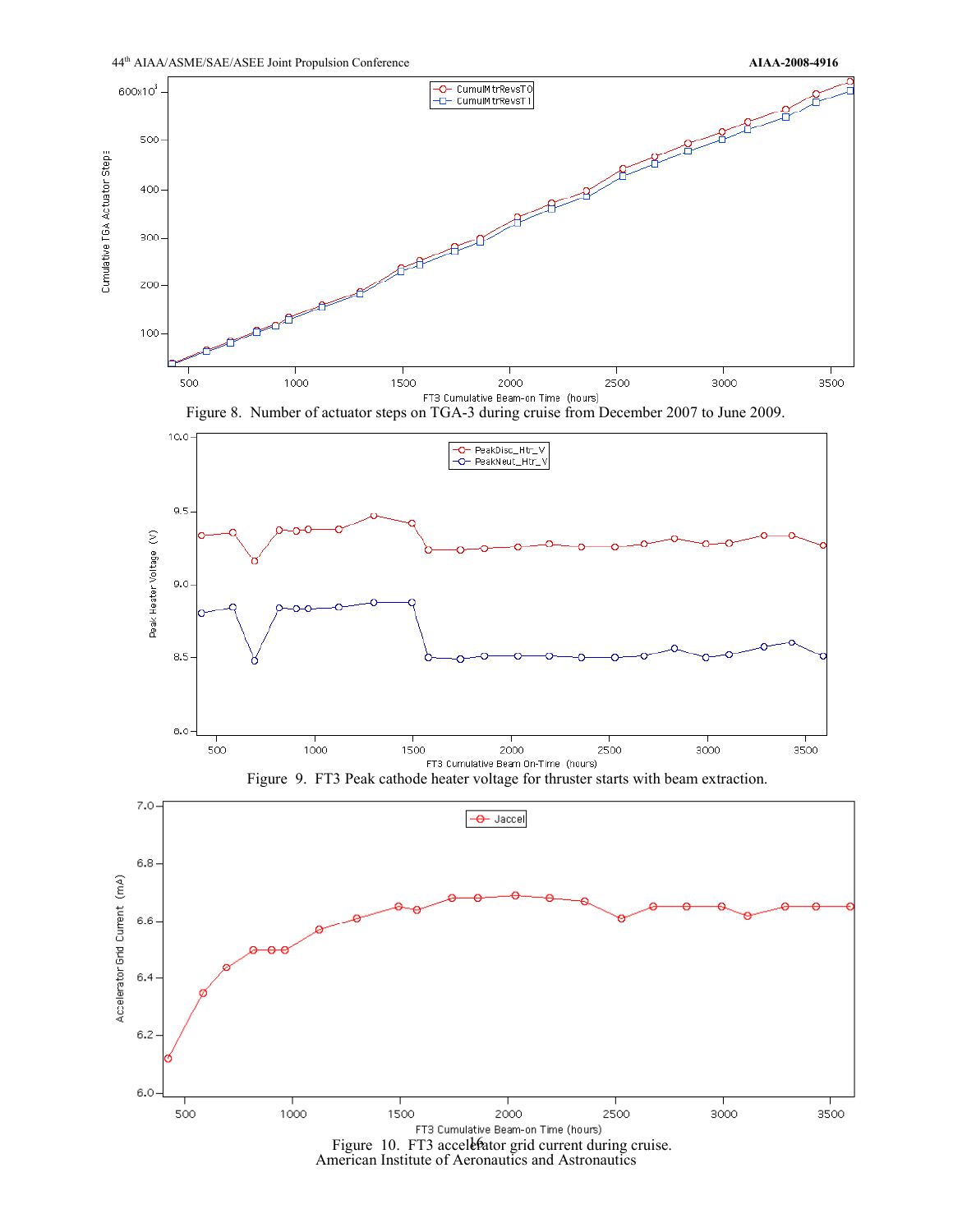Figure 8. Number of actuator steps on TGA-3 during cruise from December 2007 to June 2009.

Figure 9. FT3 Peak cathode heater voltage for thruster starts with beam extraction.

Figure 10. FT3 accelerator grid current during cruise.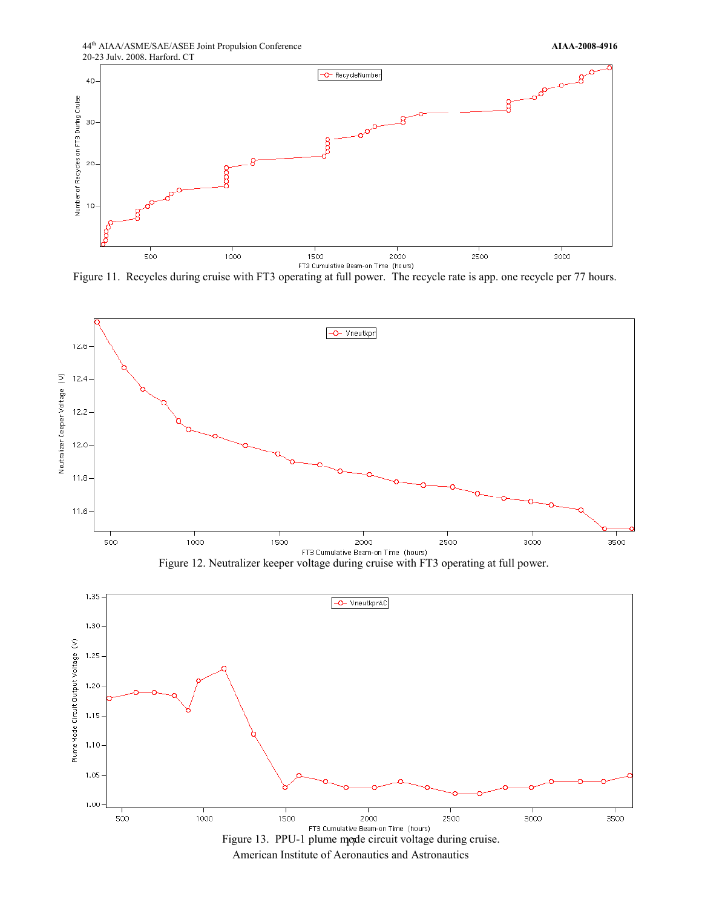Figure 11. Recycles during cruise with FT3 operating at full power. The recycle rate is app. one recycle per 77 hours.

Figure 12. Neutralizer keeper voltage during cruise with FT3 operating at full power.

Figure 13. PPU-1 plume mode circuit voltage during cruise.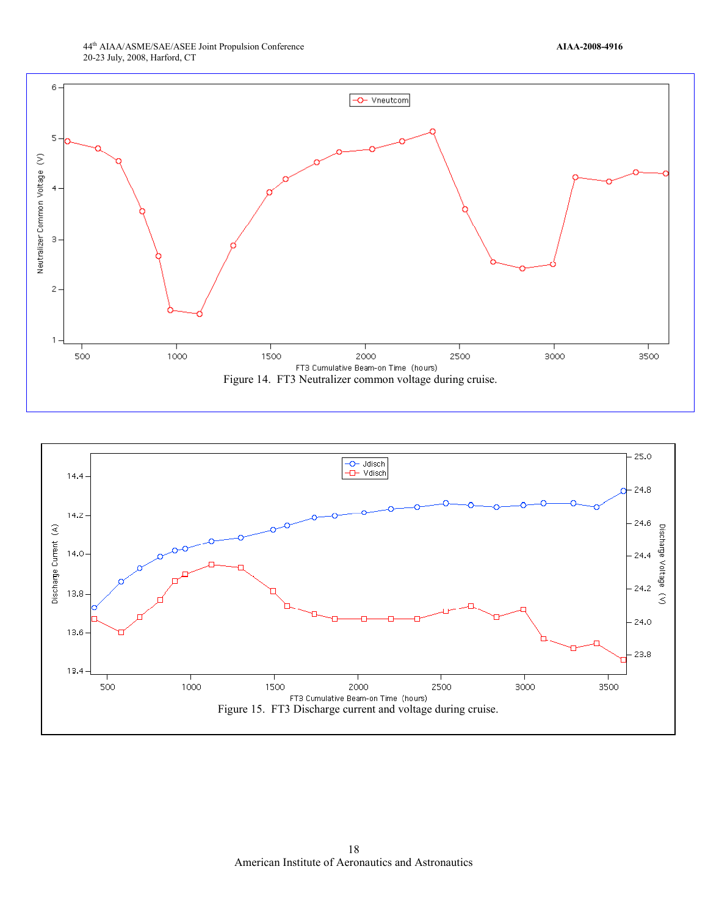Figure 14. FT3 Neutralizer common voltage during cruise.

Figure 15. FT3 Discharge current and voltage during cruise.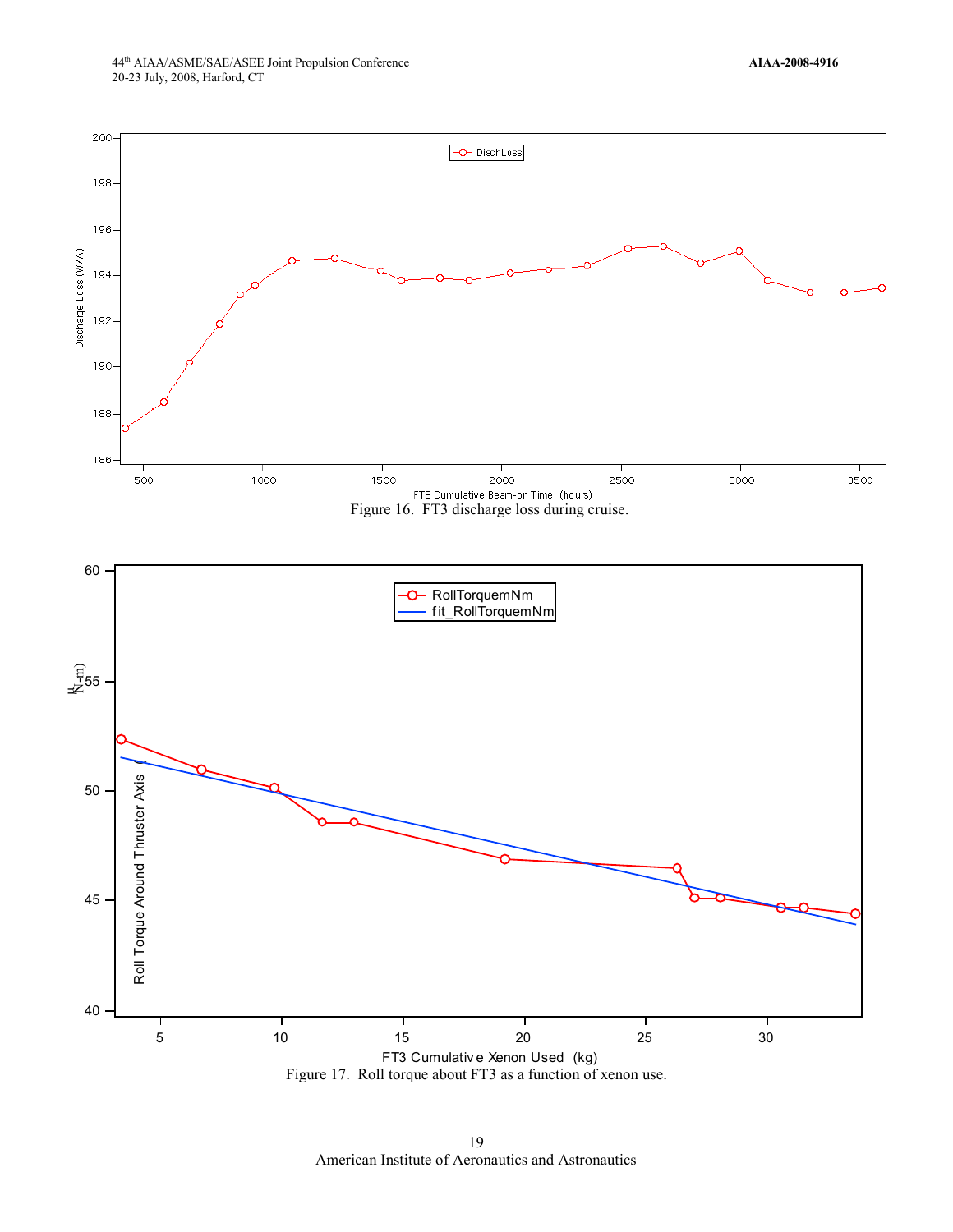Figure 16.  FT3 discharge loss during cruise.

Figure 17.  Roll torque about FT3 as a function of xenon use.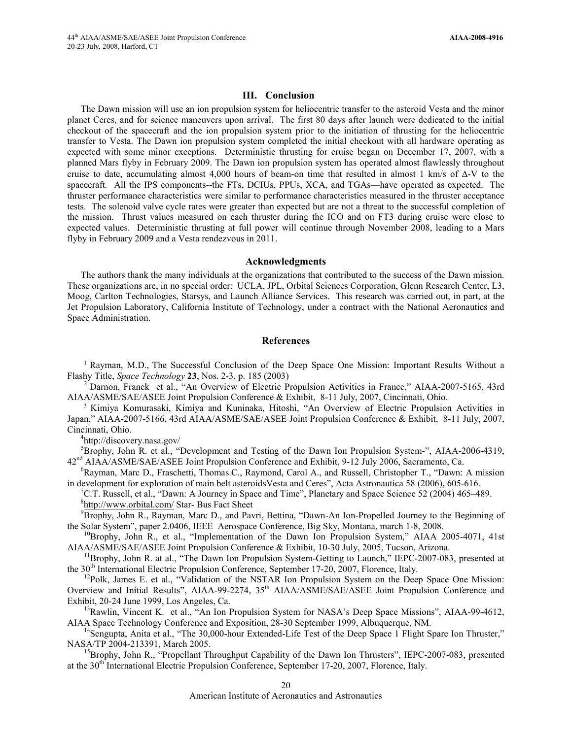## III. Conclusion

The Dawn mission will use an ion propulsion system for heliocentric transfer to the asteroid Vesta and the minor planet Ceres, and for science maneuvers upon arrival. The first 80 days after launch were dedicated to the initial checkout of the spacecraft and the ion propulsion system prior to the initiation of thrusting for the heliocentric transfer to Vesta. The Dawn ion propulsion system completed the initial checkout with all hardware operating as expected with some minor exceptions. Deterministic thrusting for cruise began on December 17, 2007, with a planned Mars flyby in February 2009. The Dawn ion propulsion system has operated almost flawlessly throughout cruise to date, accumulating almost 4,000 hours of beam-on time that resulted in almost 1 km/s of Δ-V to the spacecraft. All the IPS components--the FTs, DCIUs, PPUs, XCA, and TGAs—have operated as expected. The thruster performance characteristics were similar to performance characteristics measured in the thruster acceptance tests. The solenoid valve cycle rates were greater than expected but are not a threat to the successful completion of the mission. Thrust values measured on each thruster during the ICO and on FT3 during cruise were close to expected values. Deterministic thrusting at full power will continue through November 2008, leading to a Mars flyby in February 2009 and a Vesta rendezvous in 2011.

## Acknowledgments

The authors thank the many individuals at the organizations that contributed to the success of the Dawn mission. These organizations are, in no special order: UCLA, JPL, Orbital Sciences Corporation, Glenn Research Center, L3, Moog, Carlton Technologies, Starsys, and Launch Alliance Services. This research was carried out, in part, at the Jet Propulsion Laboratory, California Institute of Technology, under a contract with the National Aeronautics and Space Administration.

## References

[1] Rayman, M.D., The Successful Conclusion of the Deep Space One Mission: Important Results Without a Flashy Title, *Space Technology* **23**, Nos. 2-3, p. 185 (2003)

[2] Darnon, Franck et al., "An Overview of Electric Propulsion Activities in France," AIAA-2007-5165, 43rd AIAA/ASME/SAE/ASEE Joint Propulsion Conference & Exhibit, 8-11 July, 2007, Cincinnati, Ohio.

[3] Kimiya Komurasaki, Kimiya and Kuninaka, Hitoshi, "An Overview of Electric Propulsion Activities in Japan," AIAA-2007-5166, 43rd AIAA/ASME/SAE/ASEE Joint Propulsion Conference & Exhibit, 8-11 July, 2007, Cincinnati, Ohio.

[4] http://discovery.nasa.gov/

[5] Brophy, John R. et al., "Development and Testing of the Dawn Ion Propulsion System-", AIAA-2006-4319, 42nd AIAA/ASME/SAE/ASEE Joint Propulsion Conference and Exhibit, 9-12 July 2006, Sacramento, Ca.

[6] Rayman, Marc D., Fraschetti, Thomas.C., Raymond, Carol A., and Russell, Christopher T., "Dawn: A mission in development for exploration of main belt asteroidsVesta and Ceres", Acta Astronautica 58 (2006), 605-616.

[7] C.T. Russell, et al., "Dawn: A Journey in Space and Time", Planetary and Space Science 52 (2004) 465–489.

[8] http://www.orbital.com/ Star- Bus Fact Sheet

[9] Brophy, John R., Rayman, Marc D., and Pavri, Bettina, "Dawn-An Ion-Propelled Journey to the Beginning of the Solar System", paper 2.0406, IEEE Aerospace Conference, Big Sky, Montana, march 1-8, 2008.

[10] Brophy, John R., et al., "Implementation of the Dawn Ion Propulsion System," AIAA 2005-4071, 41st AIAA/ASME/SAE/ASEE Joint Propulsion Conference & Exhibit, 10-30 July, 2005, Tucson, Arizona.

[11] Brophy, John R. at al., "The Dawn Ion Propulsion System-Getting to Launch," IEPC-2007-083, presented at the 30th International Electric Propulsion Conference, September 17-20, 2007, Florence, Italy.

[12] Polk, James E. et al., "Validation of the NSTAR Ion Propulsion System on the Deep Space One Mission: Overview and Initial Results", AIAA-99-2274, 35th AIAA/ASME/SAE/ASEE Joint Propulsion Conference and Exhibit, 20-24 June 1999, Los Angeles, Ca.

[13] Rawlin, Vincent K. et al., "An Ion Propulsion System for NASA's Deep Space Missions", AIAA-99-4612, AIAA Space Technology Conference and Exposition, 28-30 September 1999, Albuquerque, NM.

[14] Sengupta, Anita et al., "The 30,000-hour Extended-Life Test of the Deep Space 1 Flight Spare Ion Thruster," NASA/TP 2004-213391, March 2005.

[15] Brophy, John R., "Propellant Throughput Capability of the Dawn Ion Thrusters", IEPC-2007-083, presented at the 30th International Electric Propulsion Conference, September 17-20, 2007, Florence, Italy.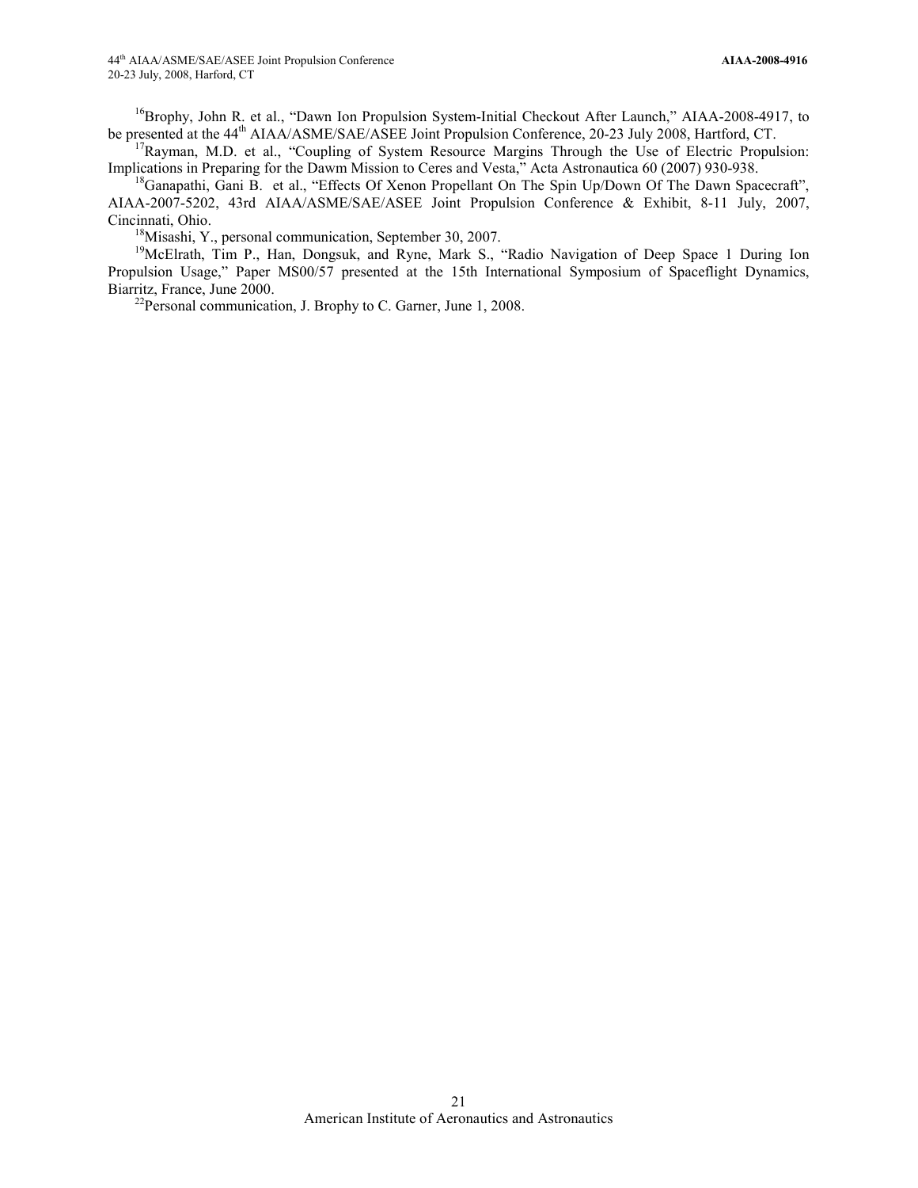[16]Brophy, John R. et al., "Dawn Ion Propulsion System-Initial Checkout After Launch," AIAA-2008-4917, to be presented at the 44[th] AIAA/ASME/SAE/ASEE Joint Propulsion Conference, 20-23 July 2008, Hartford, CT.

[17]Rayman, M.D. et al., "Coupling of System Resource Margins Through the Use of Electric Propulsion: Implications in Preparing for the Dawm Mission to Ceres and Vesta," Acta Astronautica 60 (2007) 930-938.

[18]Ganapathi, Gani B. et al., "Effects Of Xenon Propellant On The Spin Up/Down Of The Dawn Spacecraft", AIAA-2007-5202, 43rd AIAA/ASME/SAE/ASEE Joint Propulsion Conference & Exhibit, 8-11 July, 2007, Cincinnati, Ohio.

[18]Misashi, Y., personal communication, September 30, 2007.

[19]McElrath, Tim P., Han, Dongsuk, and Ryne, Mark S., "Radio Navigation of Deep Space 1 During Ion Propulsion Usage," Paper MS00/57 presented at the 15th International Symposium of Spaceflight Dynamics, Biarritz, France, June 2000.

[22]Personal communication, J. Brophy to C. Garner, June 1, 2008.